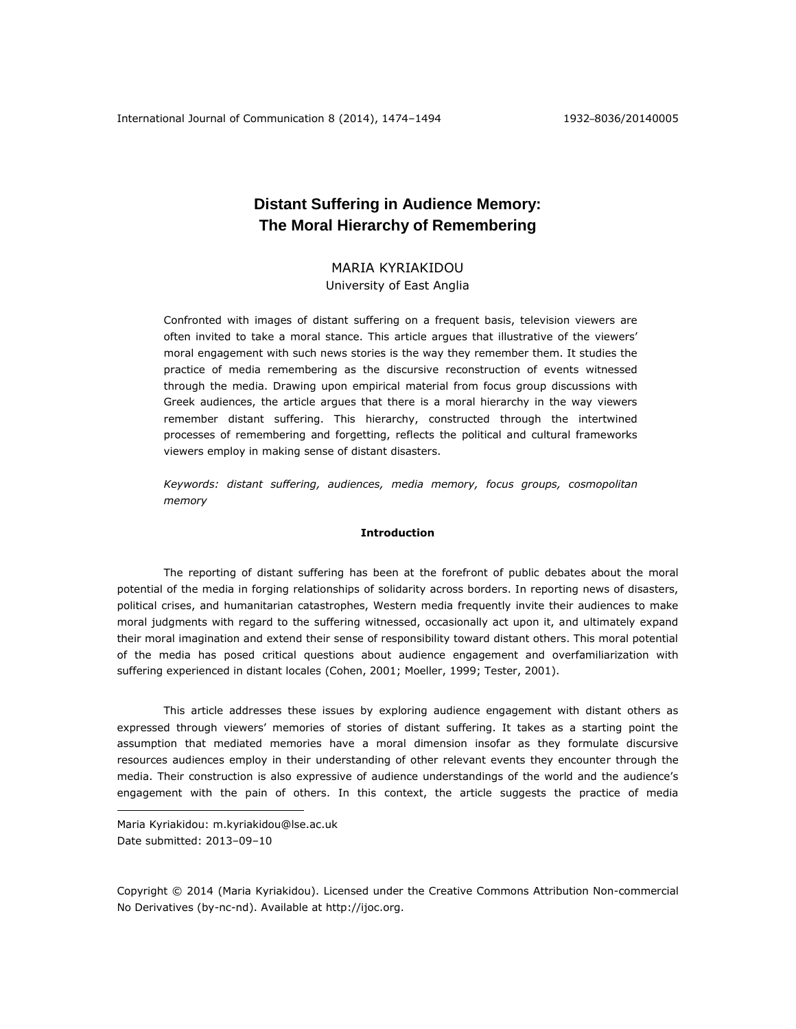# Distant Suffering in Audience Memory: The Moral Hierarchy of Remembering

MARIA KYRIAKIDOU
University of East Anglia

Confronted with images of distant suffering on a frequent basis, television viewers are often invited to take a moral stance. This article argues that illustrative of the viewers' moral engagement with such news stories is the way they remember them. It studies the practice of media remembering as the discursive reconstruction of events witnessed through the media. Drawing upon empirical material from focus group discussions with Greek audiences, the article argues that there is a moral hierarchy in the way viewers remember distant suffering. This hierarchy, constructed through the intertwined processes of remembering and forgetting, reflects the political and cultural frameworks viewers employ in making sense of distant disasters.

*Keywords: distant suffering, audiences, media memory, focus groups, cosmopolitan memory*

## Introduction

The reporting of distant suffering has been at the forefront of public debates about the moral potential of the media in forging relationships of solidarity across borders. In reporting news of disasters, political crises, and humanitarian catastrophes, Western media frequently invite their audiences to make moral judgments with regard to the suffering witnessed, occasionally act upon it, and ultimately expand their moral imagination and extend their sense of responsibility toward distant others. This moral potential of the media has posed critical questions about audience engagement and overfamiliarization with suffering experienced in distant locales (Cohen, 2001; Moeller, 1999; Tester, 2001).

This article addresses these issues by exploring audience engagement with distant others as expressed through viewers' memories of stories of distant suffering. It takes as a starting point the assumption that mediated memories have a moral dimension insofar as they formulate discursive resources audiences employ in their understanding of other relevant events they encounter through the media. Their construction is also expressive of audience understandings of the world and the audience's engagement with the pain of others. In this context, the article suggests the practice of media

Maria Kyriakidou: m.kyriakidou@lse.ac.uk
Date submitted: 2013–09–10

Copyright © 2014 (Maria Kyriakidou). Licensed under the Creative Commons Attribution Non-commercial No Derivatives (by-nc-nd). Available at http://ijoc.org.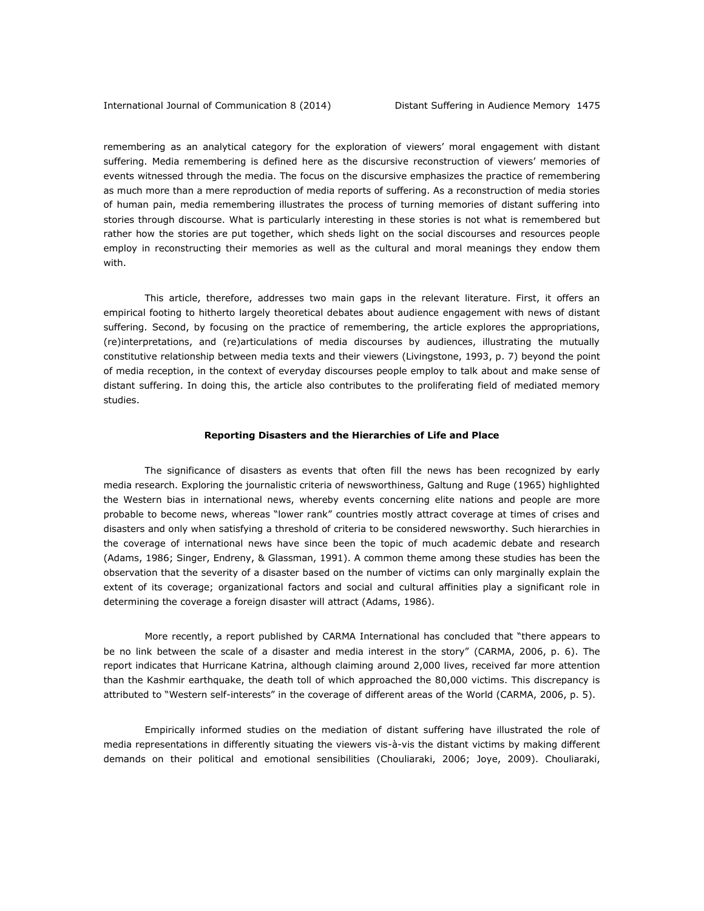remembering as an analytical category for the exploration of viewers' moral engagement with distant suffering. Media remembering is defined here as the discursive reconstruction of viewers' memories of events witnessed through the media. The focus on the discursive emphasizes the practice of remembering as much more than a mere reproduction of media reports of suffering. As a reconstruction of media stories of human pain, media remembering illustrates the process of turning memories of distant suffering into stories through discourse. What is particularly interesting in these stories is not what is remembered but rather how the stories are put together, which sheds light on the social discourses and resources people employ in reconstructing their memories as well as the cultural and moral meanings they endow them with.

This article, therefore, addresses two main gaps in the relevant literature. First, it offers an empirical footing to hitherto largely theoretical debates about audience engagement with news of distant suffering. Second, by focusing on the practice of remembering, the article explores the appropriations, (re)interpretations, and (re)articulations of media discourses by audiences, illustrating the mutually constitutive relationship between media texts and their viewers (Livingstone, 1993, p. 7) beyond the point of media reception, in the context of everyday discourses people employ to talk about and make sense of distant suffering. In doing this, the article also contributes to the proliferating field of mediated memory studies.

## Reporting Disasters and the Hierarchies of Life and Place

The significance of disasters as events that often fill the news has been recognized by early media research. Exploring the journalistic criteria of newsworthiness, Galtung and Ruge (1965) highlighted the Western bias in international news, whereby events concerning elite nations and people are more probable to become news, whereas "lower rank" countries mostly attract coverage at times of crises and disasters and only when satisfying a threshold of criteria to be considered newsworthy. Such hierarchies in the coverage of international news have since been the topic of much academic debate and research (Adams, 1986; Singer, Endreny, & Glassman, 1991). A common theme among these studies has been the observation that the severity of a disaster based on the number of victims can only marginally explain the extent of its coverage; organizational factors and social and cultural affinities play a significant role in determining the coverage a foreign disaster will attract (Adams, 1986).

More recently, a report published by CARMA International has concluded that "there appears to be no link between the scale of a disaster and media interest in the story" (CARMA, 2006, p. 6). The report indicates that Hurricane Katrina, although claiming around 2,000 lives, received far more attention than the Kashmir earthquake, the death toll of which approached the 80,000 victims. This discrepancy is attributed to "Western self-interests" in the coverage of different areas of the World (CARMA, 2006, p. 5).

Empirically informed studies on the mediation of distant suffering have illustrated the role of media representations in differently situating the viewers vis-à-vis the distant victims by making different demands on their political and emotional sensibilities (Chouliaraki, 2006; Joye, 2009). Chouliaraki,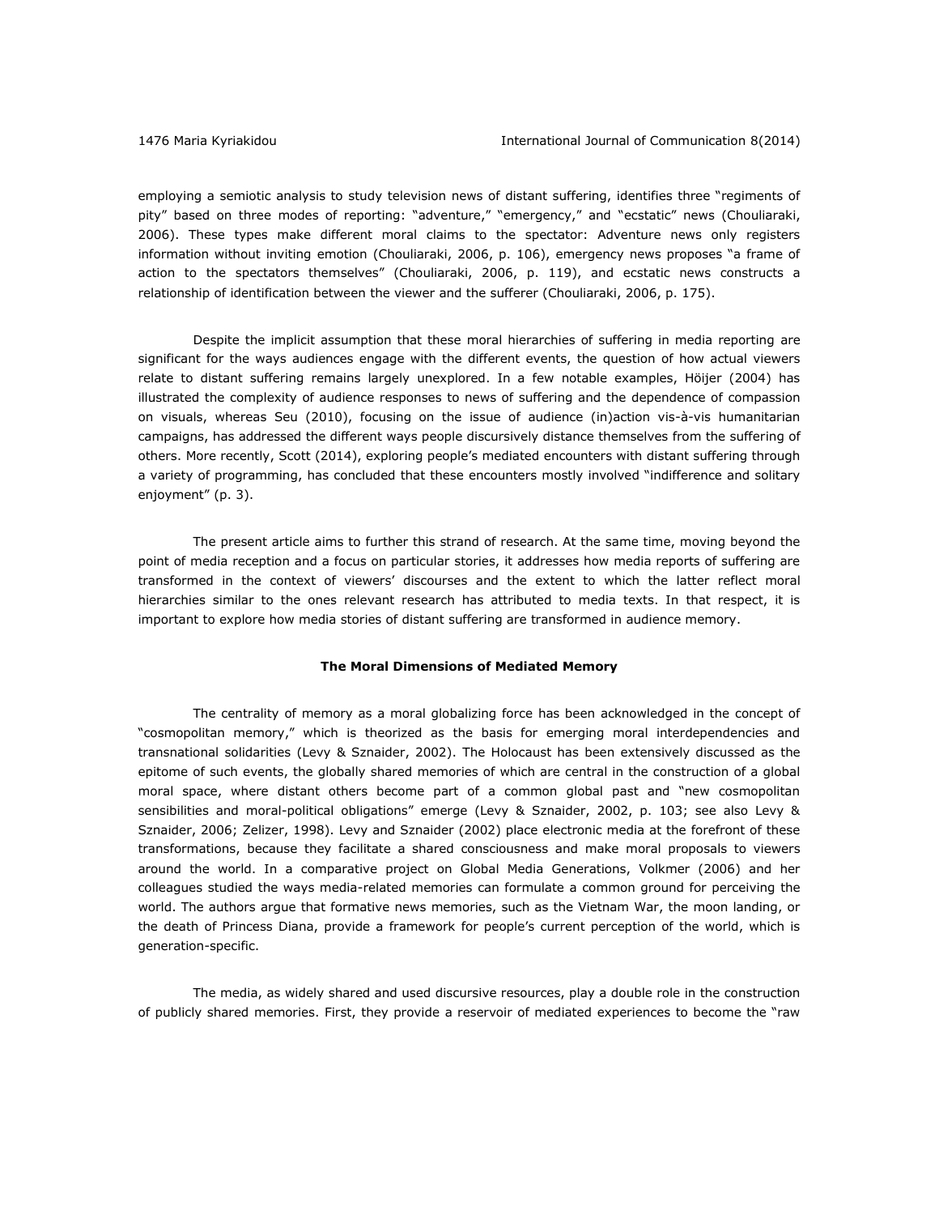employing a semiotic analysis to study television news of distant suffering, identifies three "regiments of pity" based on three modes of reporting: "adventure," "emergency," and "ecstatic" news (Chouliaraki, 2006). These types make different moral claims to the spectator: Adventure news only registers information without inviting emotion (Chouliaraki, 2006, p. 106), emergency news proposes "a frame of action to the spectators themselves" (Chouliaraki, 2006, p. 119), and ecstatic news constructs a relationship of identification between the viewer and the sufferer (Chouliaraki, 2006, p. 175).

Despite the implicit assumption that these moral hierarchies of suffering in media reporting are significant for the ways audiences engage with the different events, the question of how actual viewers relate to distant suffering remains largely unexplored. In a few notable examples, Höijer (2004) has illustrated the complexity of audience responses to news of suffering and the dependence of compassion on visuals, whereas Seu (2010), focusing on the issue of audience (in)action vis-à-vis humanitarian campaigns, has addressed the different ways people discursively distance themselves from the suffering of others. More recently, Scott (2014), exploring people's mediated encounters with distant suffering through a variety of programming, has concluded that these encounters mostly involved "indifference and solitary enjoyment" (p. 3).

The present article aims to further this strand of research. At the same time, moving beyond the point of media reception and a focus on particular stories, it addresses how media reports of suffering are transformed in the context of viewers' discourses and the extent to which the latter reflect moral hierarchies similar to the ones relevant research has attributed to media texts. In that respect, it is important to explore how media stories of distant suffering are transformed in audience memory.

## The Moral Dimensions of Mediated Memory

The centrality of memory as a moral globalizing force has been acknowledged in the concept of "cosmopolitan memory," which is theorized as the basis for emerging moral interdependencies and transnational solidarities (Levy & Sznaider, 2002). The Holocaust has been extensively discussed as the epitome of such events, the globally shared memories of which are central in the construction of a global moral space, where distant others become part of a common global past and "new cosmopolitan sensibilities and moral-political obligations" emerge (Levy & Sznaider, 2002, p. 103; see also Levy & Sznaider, 2006; Zelizer, 1998). Levy and Sznaider (2002) place electronic media at the forefront of these transformations, because they facilitate a shared consciousness and make moral proposals to viewers around the world. In a comparative project on Global Media Generations, Volkmer (2006) and her colleagues studied the ways media-related memories can formulate a common ground for perceiving the world. The authors argue that formative news memories, such as the Vietnam War, the moon landing, or the death of Princess Diana, provide a framework for people's current perception of the world, which is generation-specific.

The media, as widely shared and used discursive resources, play a double role in the construction of publicly shared memories. First, they provide a reservoir of mediated experiences to become the "raw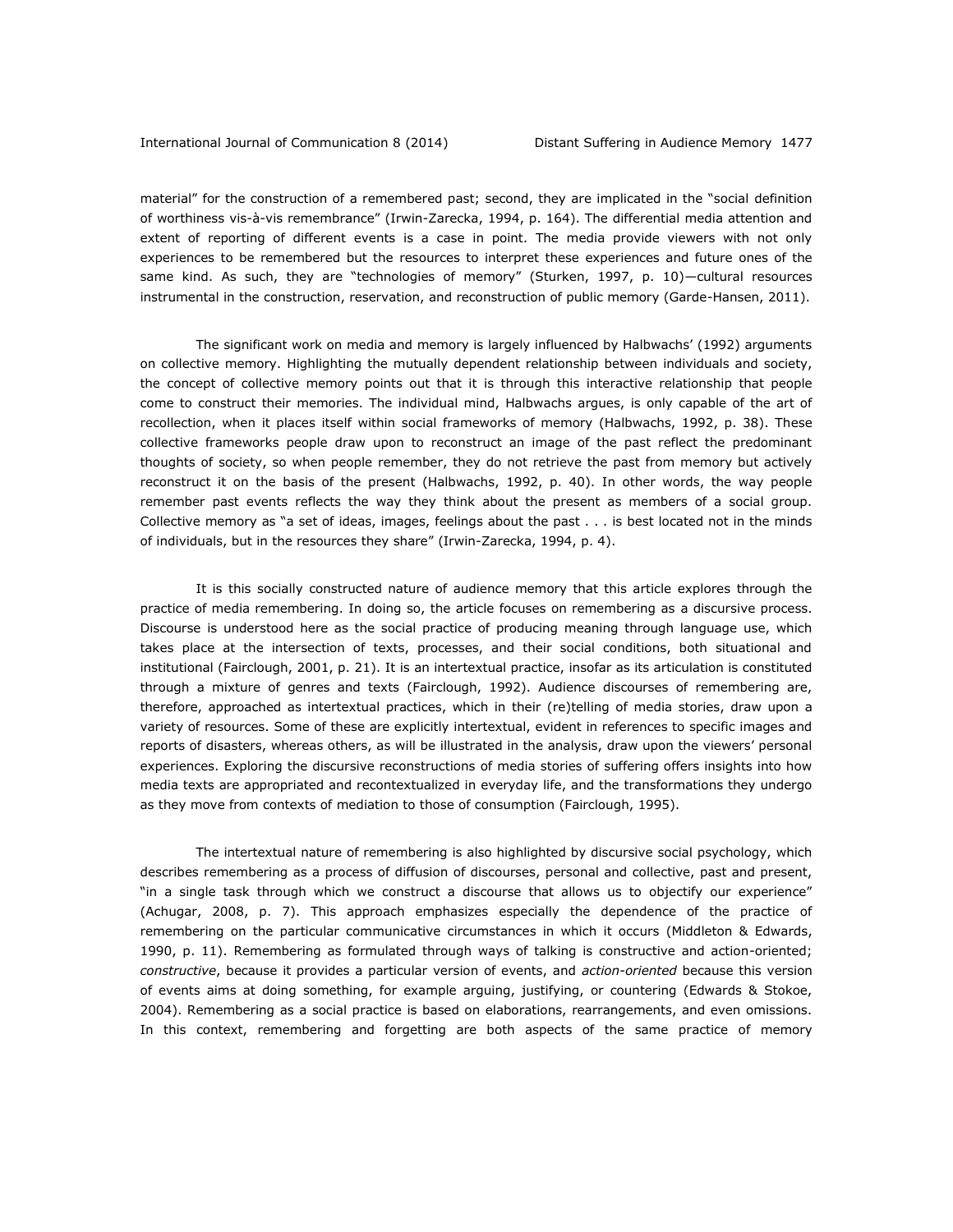material" for the construction of a remembered past; second, they are implicated in the "social definition of worthiness vis-à-vis remembrance" (Irwin-Zarecka, 1994, p. 164). The differential media attention and extent of reporting of different events is a case in point. The media provide viewers with not only experiences to be remembered but the resources to interpret these experiences and future ones of the same kind. As such, they are "technologies of memory" (Sturken, 1997, p. 10)—cultural resources instrumental in the construction, reservation, and reconstruction of public memory (Garde-Hansen, 2011).

The significant work on media and memory is largely influenced by Halbwachs' (1992) arguments on collective memory. Highlighting the mutually dependent relationship between individuals and society, the concept of collective memory points out that it is through this interactive relationship that people come to construct their memories. The individual mind, Halbwachs argues, is only capable of the art of recollection, when it places itself within social frameworks of memory (Halbwachs, 1992, p. 38). These collective frameworks people draw upon to reconstruct an image of the past reflect the predominant thoughts of society, so when people remember, they do not retrieve the past from memory but actively reconstruct it on the basis of the present (Halbwachs, 1992, p. 40). In other words, the way people remember past events reflects the way they think about the present as members of a social group. Collective memory as "a set of ideas, images, feelings about the past . . . is best located not in the minds of individuals, but in the resources they share" (Irwin-Zarecka, 1994, p. 4).

It is this socially constructed nature of audience memory that this article explores through the practice of media remembering. In doing so, the article focuses on remembering as a discursive process. Discourse is understood here as the social practice of producing meaning through language use, which takes place at the intersection of texts, processes, and their social conditions, both situational and institutional (Fairclough, 2001, p. 21). It is an intertextual practice, insofar as its articulation is constituted through a mixture of genres and texts (Fairclough, 1992). Audience discourses of remembering are, therefore, approached as intertextual practices, which in their (re)telling of media stories, draw upon a variety of resources. Some of these are explicitly intertextual, evident in references to specific images and reports of disasters, whereas others, as will be illustrated in the analysis, draw upon the viewers' personal experiences. Exploring the discursive reconstructions of media stories of suffering offers insights into how media texts are appropriated and recontextualized in everyday life, and the transformations they undergo as they move from contexts of mediation to those of consumption (Fairclough, 1995).

The intertextual nature of remembering is also highlighted by discursive social psychology, which describes remembering as a process of diffusion of discourses, personal and collective, past and present, "in a single task through which we construct a discourse that allows us to objectify our experience" (Achugar, 2008, p. 7). This approach emphasizes especially the dependence of the practice of remembering on the particular communicative circumstances in which it occurs (Middleton & Edwards, 1990, p. 11). Remembering as formulated through ways of talking is constructive and action-oriented; *constructive*, because it provides a particular version of events, and *action-oriented* because this version of events aims at doing something, for example arguing, justifying, or countering (Edwards & Stokoe, 2004). Remembering as a social practice is based on elaborations, rearrangements, and even omissions. In this context, remembering and forgetting are both aspects of the same practice of memory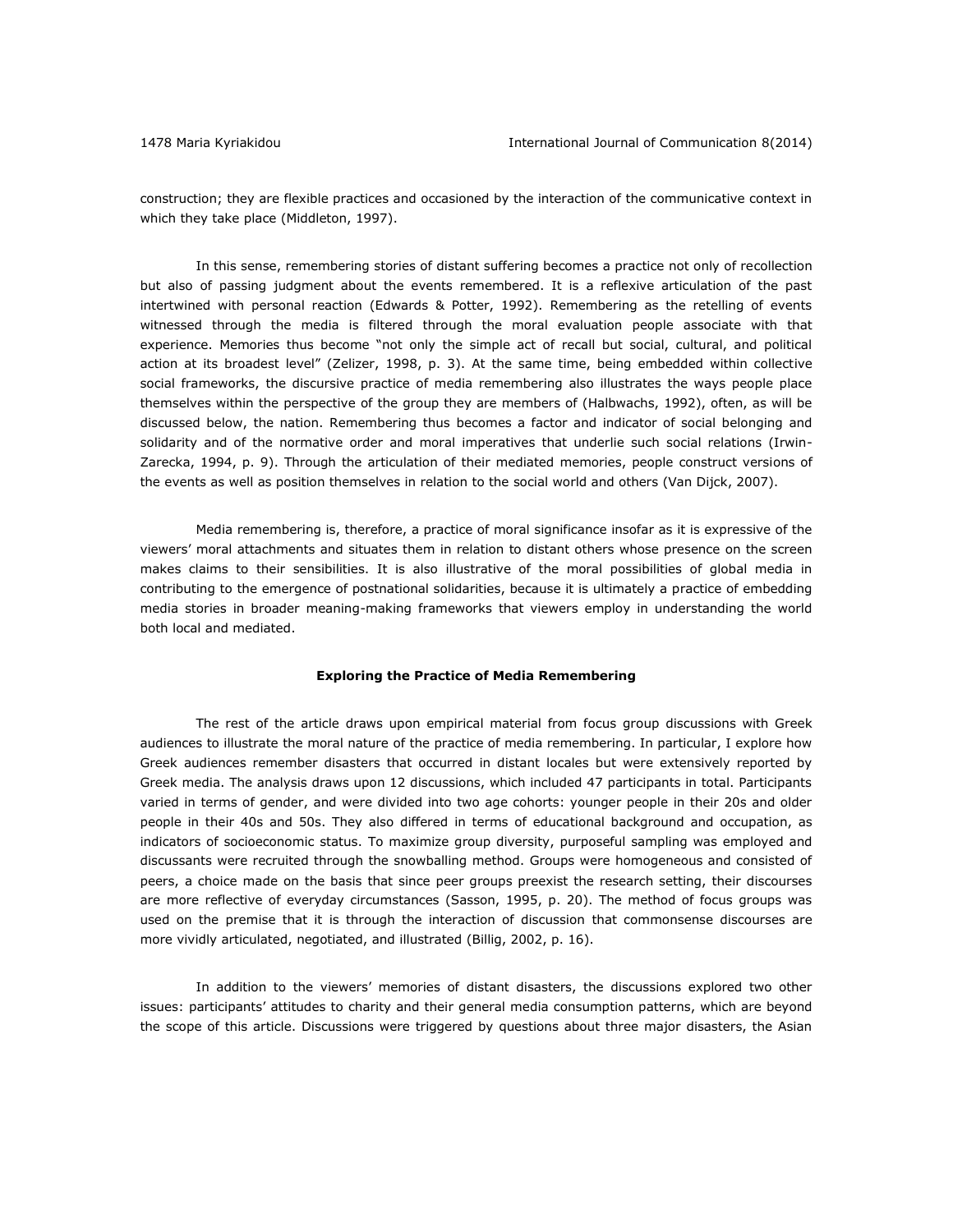construction; they are flexible practices and occasioned by the interaction of the communicative context in which they take place (Middleton, 1997).

In this sense, remembering stories of distant suffering becomes a practice not only of recollection but also of passing judgment about the events remembered. It is a reflexive articulation of the past intertwined with personal reaction (Edwards & Potter, 1992). Remembering as the retelling of events witnessed through the media is filtered through the moral evaluation people associate with that experience. Memories thus become "not only the simple act of recall but social, cultural, and political action at its broadest level" (Zelizer, 1998, p. 3). At the same time, being embedded within collective social frameworks, the discursive practice of media remembering also illustrates the ways people place themselves within the perspective of the group they are members of (Halbwachs, 1992), often, as will be discussed below, the nation. Remembering thus becomes a factor and indicator of social belonging and solidarity and of the normative order and moral imperatives that underlie such social relations (Irwin-Zarecka, 1994, p. 9). Through the articulation of their mediated memories, people construct versions of the events as well as position themselves in relation to the social world and others (Van Dijck, 2007).

Media remembering is, therefore, a practice of moral significance insofar as it is expressive of the viewers' moral attachments and situates them in relation to distant others whose presence on the screen makes claims to their sensibilities. It is also illustrative of the moral possibilities of global media in contributing to the emergence of postnational solidarities, because it is ultimately a practice of embedding media stories in broader meaning-making frameworks that viewers employ in understanding the world both local and mediated.

## Exploring the Practice of Media Remembering

The rest of the article draws upon empirical material from focus group discussions with Greek audiences to illustrate the moral nature of the practice of media remembering. In particular, I explore how Greek audiences remember disasters that occurred in distant locales but were extensively reported by Greek media. The analysis draws upon 12 discussions, which included 47 participants in total. Participants varied in terms of gender, and were divided into two age cohorts: younger people in their 20s and older people in their 40s and 50s. They also differed in terms of educational background and occupation, as indicators of socioeconomic status. To maximize group diversity, purposeful sampling was employed and discussants were recruited through the snowballing method. Groups were homogeneous and consisted of peers, a choice made on the basis that since peer groups preexist the research setting, their discourses are more reflective of everyday circumstances (Sasson, 1995, p. 20). The method of focus groups was used on the premise that it is through the interaction of discussion that commonsense discourses are more vividly articulated, negotiated, and illustrated (Billig, 2002, p. 16).

In addition to the viewers' memories of distant disasters, the discussions explored two other issues: participants' attitudes to charity and their general media consumption patterns, which are beyond the scope of this article. Discussions were triggered by questions about three major disasters, the Asian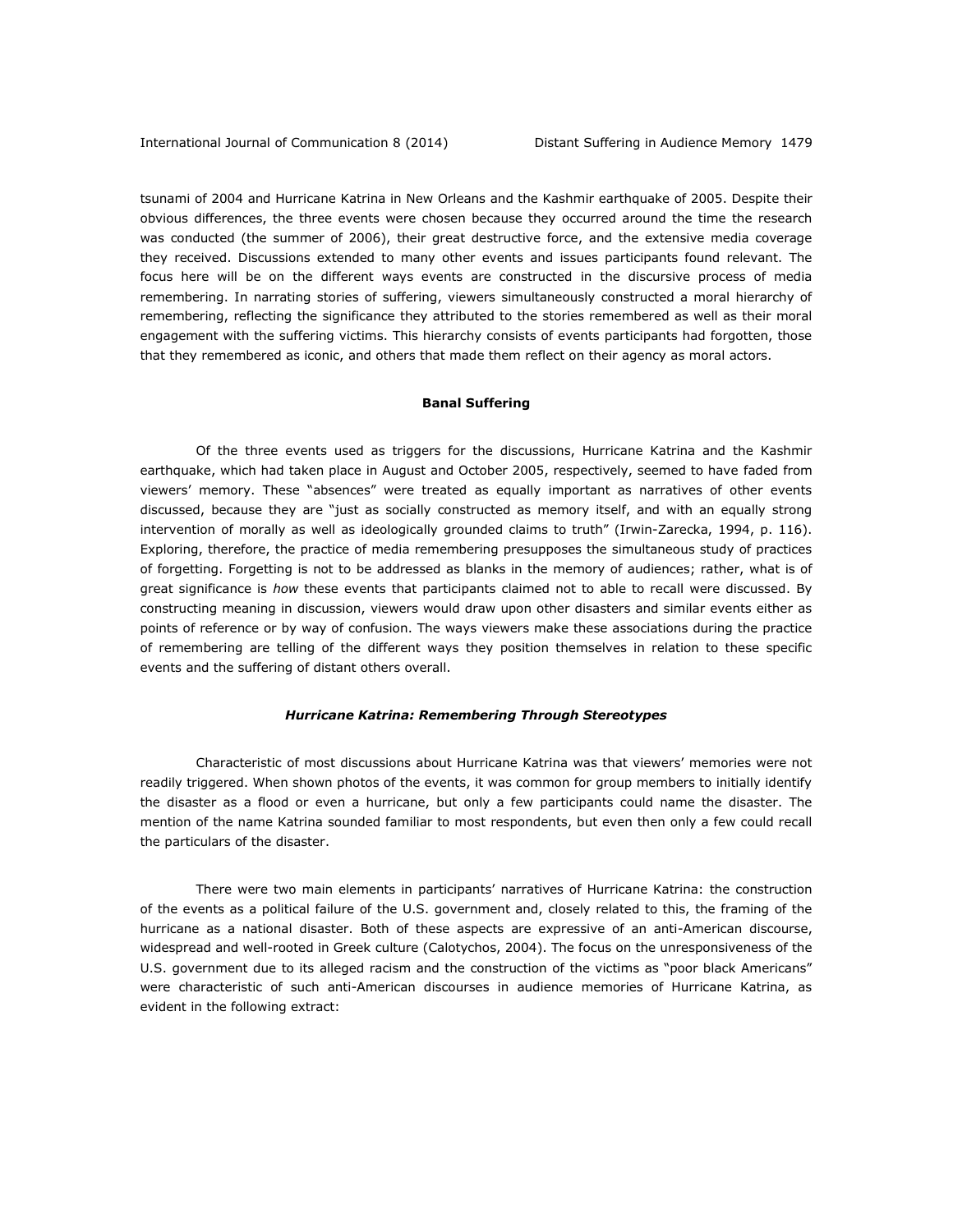tsunami of 2004 and Hurricane Katrina in New Orleans and the Kashmir earthquake of 2005. Despite their obvious differences, the three events were chosen because they occurred around the time the research was conducted (the summer of 2006), their great destructive force, and the extensive media coverage they received. Discussions extended to many other events and issues participants found relevant. The focus here will be on the different ways events are constructed in the discursive process of media remembering. In narrating stories of suffering, viewers simultaneously constructed a moral hierarchy of remembering, reflecting the significance they attributed to the stories remembered as well as their moral engagement with the suffering victims. This hierarchy consists of events participants had forgotten, those that they remembered as iconic, and others that made them reflect on their agency as moral actors.

## Banal Suffering

Of the three events used as triggers for the discussions, Hurricane Katrina and the Kashmir earthquake, which had taken place in August and October 2005, respectively, seemed to have faded from viewers' memory. These "absences" were treated as equally important as narratives of other events discussed, because they are "just as socially constructed as memory itself, and with an equally strong intervention of morally as well as ideologically grounded claims to truth" (Irwin-Zarecka, 1994, p. 116). Exploring, therefore, the practice of media remembering presupposes the simultaneous study of practices of forgetting. Forgetting is not to be addressed as blanks in the memory of audiences; rather, what is of great significance is *how* these events that participants claimed not to able to recall were discussed. By constructing meaning in discussion, viewers would draw upon other disasters and similar events either as points of reference or by way of confusion. The ways viewers make these associations during the practice of remembering are telling of the different ways they position themselves in relation to these specific events and the suffering of distant others overall.

### *Hurricane Katrina: Remembering Through Stereotypes*

Characteristic of most discussions about Hurricane Katrina was that viewers' memories were not readily triggered. When shown photos of the events, it was common for group members to initially identify the disaster as a flood or even a hurricane, but only a few participants could name the disaster. The mention of the name Katrina sounded familiar to most respondents, but even then only a few could recall the particulars of the disaster.

There were two main elements in participants' narratives of Hurricane Katrina: the construction of the events as a political failure of the U.S. government and, closely related to this, the framing of the hurricane as a national disaster. Both of these aspects are expressive of an anti-American discourse, widespread and well-rooted in Greek culture (Calotychos, 2004). The focus on the unresponsiveness of the U.S. government due to its alleged racism and the construction of the victims as "poor black Americans" were characteristic of such anti-American discourses in audience memories of Hurricane Katrina, as evident in the following extract: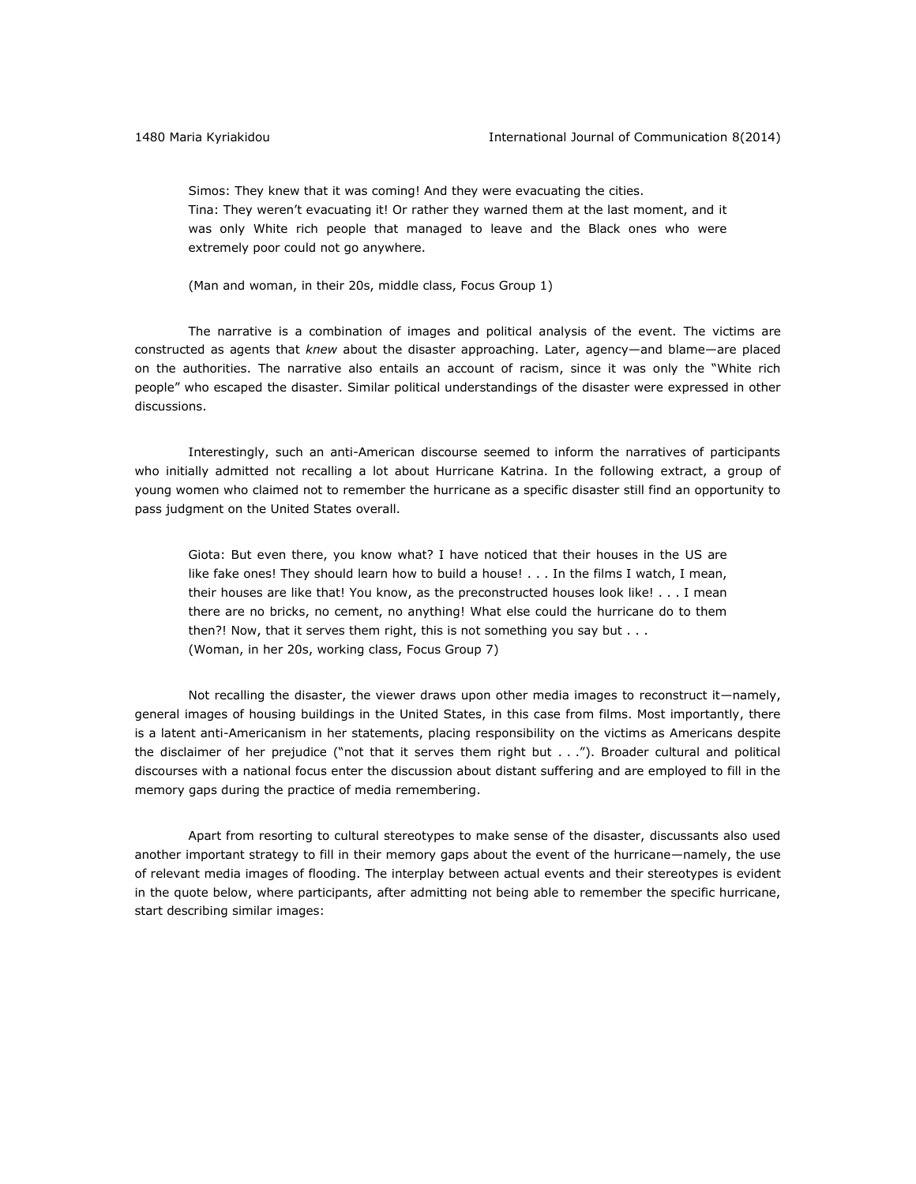> Simos: They knew that it was coming! And they were evacuating the cities.
> Tina: They weren't evacuating it! Or rather they warned them at the last moment, and it was only White rich people that managed to leave and the Black ones who were extremely poor could not go anywhere.
>
> (Man and woman, in their 20s, middle class, Focus Group 1)

The narrative is a combination of images and political analysis of the event. The victims are constructed as agents that *knew* about the disaster approaching. Later, agency—and blame—are placed on the authorities. The narrative also entails an account of racism, since it was only the "White rich people" who escaped the disaster. Similar political understandings of the disaster were expressed in other discussions.

Interestingly, such an anti-American discourse seemed to inform the narratives of participants who initially admitted not recalling a lot about Hurricane Katrina. In the following extract, a group of young women who claimed not to remember the hurricane as a specific disaster still find an opportunity to pass judgment on the United States overall.

> Giota: But even there, you know what? I have noticed that their houses in the US are like fake ones! They should learn how to build a house! . . . In the films I watch, I mean, their houses are like that! You know, as the preconstructed houses look like! . . . I mean there are no bricks, no cement, no anything! What else could the hurricane do to them then?! Now, that it serves them right, this is not something you say but . . .
> (Woman, in her 20s, working class, Focus Group 7)

Not recalling the disaster, the viewer draws upon other media images to reconstruct it—namely, general images of housing buildings in the United States, in this case from films. Most importantly, there is a latent anti-Americanism in her statements, placing responsibility on the victims as Americans despite the disclaimer of her prejudice ("not that it serves them right but . . ."). Broader cultural and political discourses with a national focus enter the discussion about distant suffering and are employed to fill in the memory gaps during the practice of media remembering.

Apart from resorting to cultural stereotypes to make sense of the disaster, discussants also used another important strategy to fill in their memory gaps about the event of the hurricane—namely, the use of relevant media images of flooding. The interplay between actual events and their stereotypes is evident in the quote below, where participants, after admitting not being able to remember the specific hurricane, start describing similar images: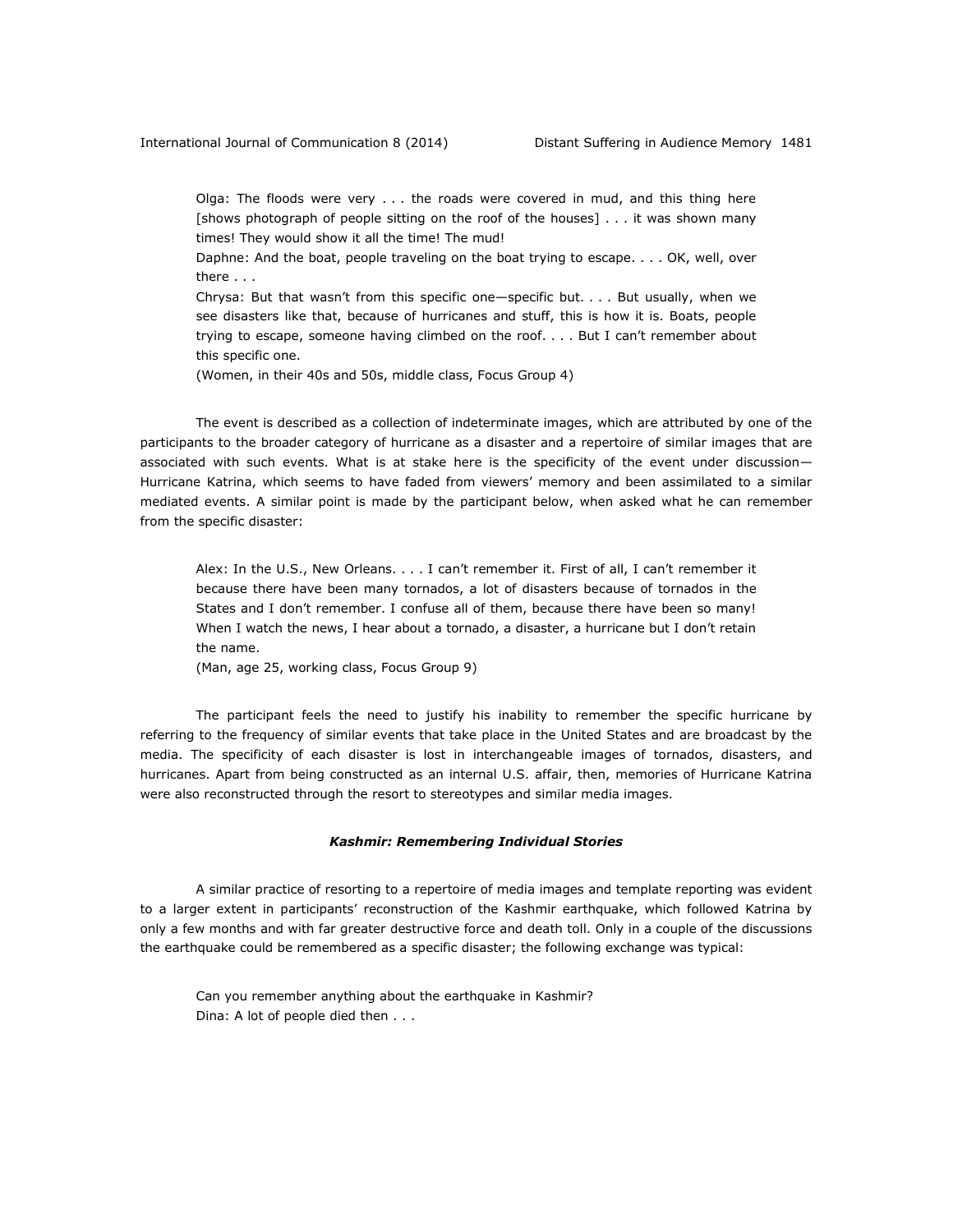> Olga: The floods were very . . . the roads were covered in mud, and this thing here [shows photograph of people sitting on the roof of the houses] . . . it was shown many times! They would show it all the time! The mud!
> Daphne: And the boat, people traveling on the boat trying to escape. . . . OK, well, over there . . .
> Chrysa: But that wasn't from this specific one—specific but. . . . But usually, when we see disasters like that, because of hurricanes and stuff, this is how it is. Boats, people trying to escape, someone having climbed on the roof. . . . But I can't remember about this specific one.
> (Women, in their 40s and 50s, middle class, Focus Group 4)

The event is described as a collection of indeterminate images, which are attributed by one of the participants to the broader category of hurricane as a disaster and a repertoire of similar images that are associated with such events. What is at stake here is the specificity of the event under discussion—Hurricane Katrina, which seems to have faded from viewers' memory and been assimilated to a similar mediated events. A similar point is made by the participant below, when asked what he can remember from the specific disaster:

> Alex: In the U.S., New Orleans. . . . I can't remember it. First of all, I can't remember it because there have been many tornados, a lot of disasters because of tornados in the States and I don't remember. I confuse all of them, because there have been so many! When I watch the news, I hear about a tornado, a disaster, a hurricane but I don't retain the name.
> (Man, age 25, working class, Focus Group 9)

The participant feels the need to justify his inability to remember the specific hurricane by referring to the frequency of similar events that take place in the United States and are broadcast by the media. The specificity of each disaster is lost in interchangeable images of tornados, disasters, and hurricanes. Apart from being constructed as an internal U.S. affair, then, memories of Hurricane Katrina were also reconstructed through the resort to stereotypes and similar media images.

### ***Kashmir: Remembering Individual Stories***

A similar practice of resorting to a repertoire of media images and template reporting was evident to a larger extent in participants' reconstruction of the Kashmir earthquake, which followed Katrina by only a few months and with far greater destructive force and death toll. Only in a couple of the discussions the earthquake could be remembered as a specific disaster; the following exchange was typical:

> Can you remember anything about the earthquake in Kashmir?
> Dina: A lot of people died then . . .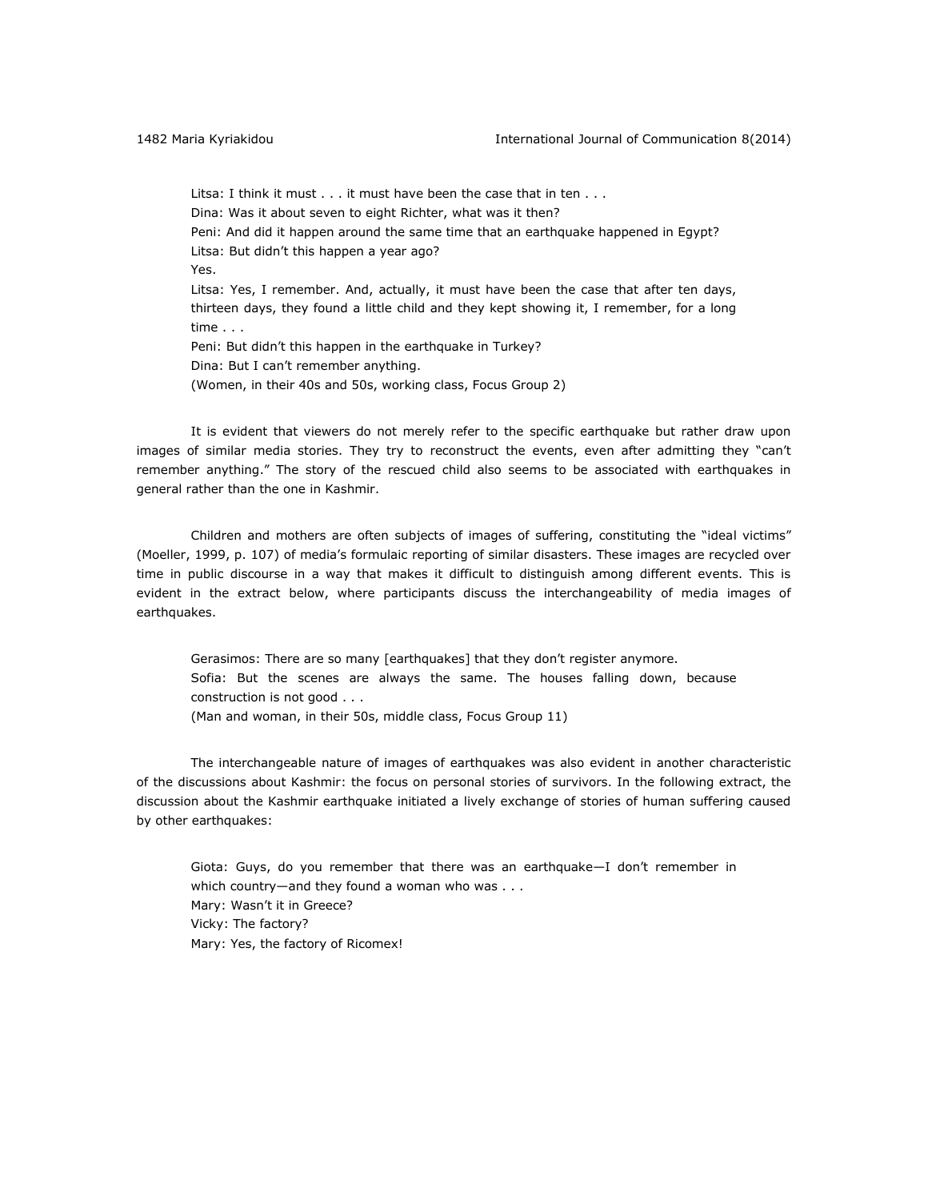> Litsa: I think it must . . . it must have been the case that in ten . . .
> Dina: Was it about seven to eight Richter, what was it then?
> Peni: And did it happen around the same time that an earthquake happened in Egypt?
> Litsa: But didn't this happen a year ago?
> Yes.
> Litsa: Yes, I remember. And, actually, it must have been the case that after ten days, thirteen days, they found a little child and they kept showing it, I remember, for a long time . . .
> Peni: But didn't this happen in the earthquake in Turkey?
> Dina: But I can't remember anything.
> (Women, in their 40s and 50s, working class, Focus Group 2)

It is evident that viewers do not merely refer to the specific earthquake but rather draw upon images of similar media stories. They try to reconstruct the events, even after admitting they "can't remember anything." The story of the rescued child also seems to be associated with earthquakes in general rather than the one in Kashmir.

Children and mothers are often subjects of images of suffering, constituting the "ideal victims" (Moeller, 1999, p. 107) of media's formulaic reporting of similar disasters. These images are recycled over time in public discourse in a way that makes it difficult to distinguish among different events. This is evident in the extract below, where participants discuss the interchangeability of media images of earthquakes.

> Gerasimos: There are so many [earthquakes] that they don't register anymore.
> Sofia: But the scenes are always the same. The houses falling down, because construction is not good . . .
> (Man and woman, in their 50s, middle class, Focus Group 11)

The interchangeable nature of images of earthquakes was also evident in another characteristic of the discussions about Kashmir: the focus on personal stories of survivors. In the following extract, the discussion about the Kashmir earthquake initiated a lively exchange of stories of human suffering caused by other earthquakes:

> Giota: Guys, do you remember that there was an earthquake—I don't remember in which country—and they found a woman who was . . .
> Mary: Wasn't it in Greece?
> Vicky: The factory?
> Mary: Yes, the factory of Ricomex!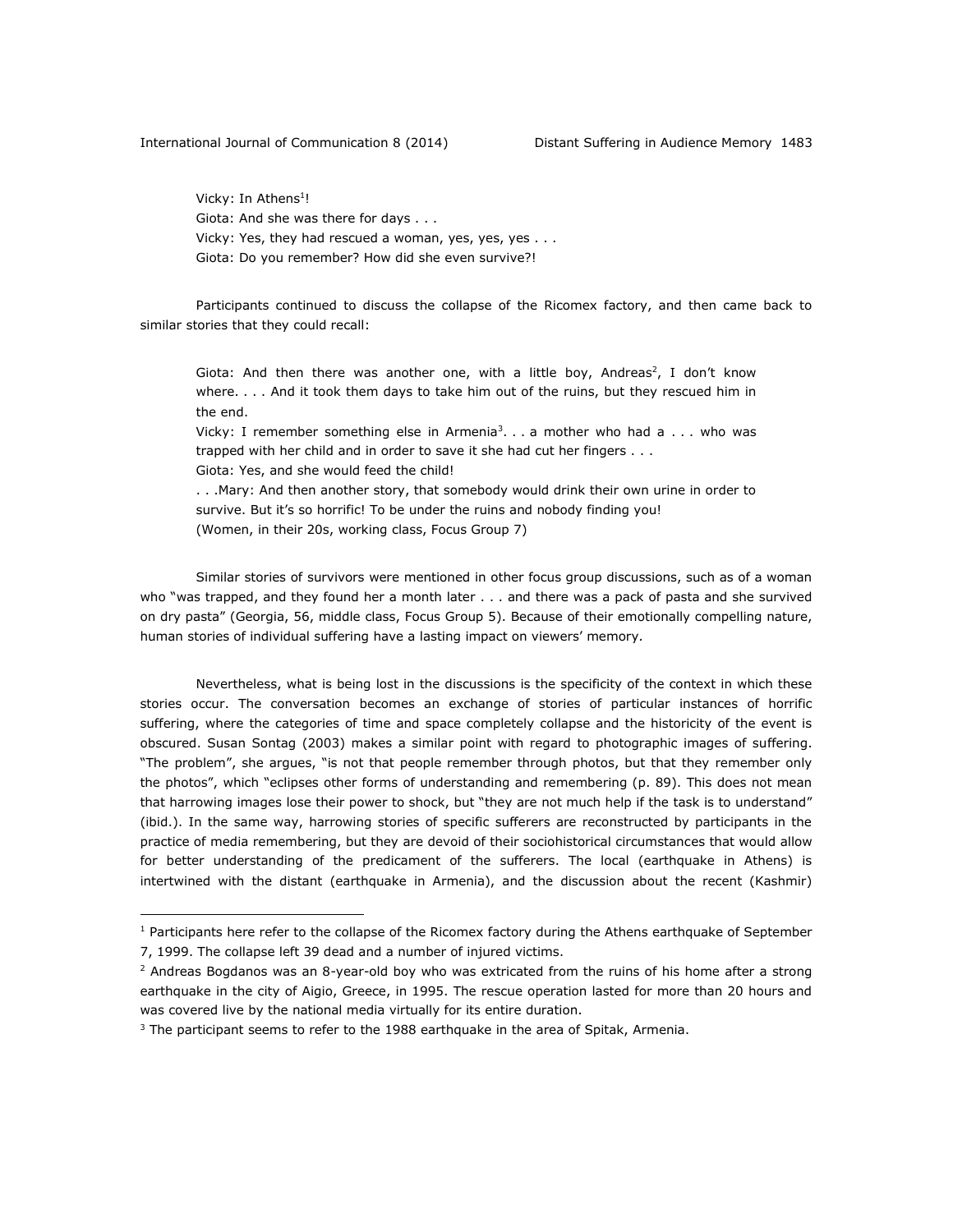Vicky: In Athens[1]!
Giota: And she was there for days . . .
Vicky: Yes, they had rescued a woman, yes, yes, yes . . .
Giota: Do you remember? How did she even survive?!

Participants continued to discuss the collapse of the Ricomex factory, and then came back to similar stories that they could recall:

> Giota: And then there was another one, with a little boy, Andreas[2], I don't know where. . . . And it took them days to take him out of the ruins, but they rescued him in the end.
> Vicky: I remember something else in Armenia[3]. . . a mother who had a . . . who was trapped with her child and in order to save it she had cut her fingers . . .
> Giota: Yes, and she would feed the child!
> . . .Mary: And then another story, that somebody would drink their own urine in order to survive. But it's so horrific! To be under the ruins and nobody finding you!
> (Women, in their 20s, working class, Focus Group 7)

Similar stories of survivors were mentioned in other focus group discussions, such as of a woman who "was trapped, and they found her a month later . . . and there was a pack of pasta and she survived on dry pasta" (Georgia, 56, middle class, Focus Group 5). Because of their emotionally compelling nature, human stories of individual suffering have a lasting impact on viewers' memory.

Nevertheless, what is being lost in the discussions is the specificity of the context in which these stories occur. The conversation becomes an exchange of stories of particular instances of horrific suffering, where the categories of time and space completely collapse and the historicity of the event is obscured. Susan Sontag (2003) makes a similar point with regard to photographic images of suffering. "The problem", she argues, "is not that people remember through photos, but that they remember only the photos", which "eclipses other forms of understanding and remembering (p. 89). This does not mean that harrowing images lose their power to shock, but "they are not much help if the task is to understand" (ibid.). In the same way, harrowing stories of specific sufferers are reconstructed by participants in the practice of media remembering, but they are devoid of their sociohistorical circumstances that would allow for better understanding of the predicament of the sufferers. The local (earthquake in Athens) is intertwined with the distant (earthquake in Armenia), and the discussion about the recent (Kashmir)

---

[1] Participants here refer to the collapse of the Ricomex factory during the Athens earthquake of September 7, 1999. The collapse left 39 dead and a number of injured victims.

[2] Andreas Bogdanos was an 8-year-old boy who was extricated from the ruins of his home after a strong earthquake in the city of Aigio, Greece, in 1995. The rescue operation lasted for more than 20 hours and was covered live by the national media virtually for its entire duration.

[3] The participant seems to refer to the 1988 earthquake in the area of Spitak, Armenia.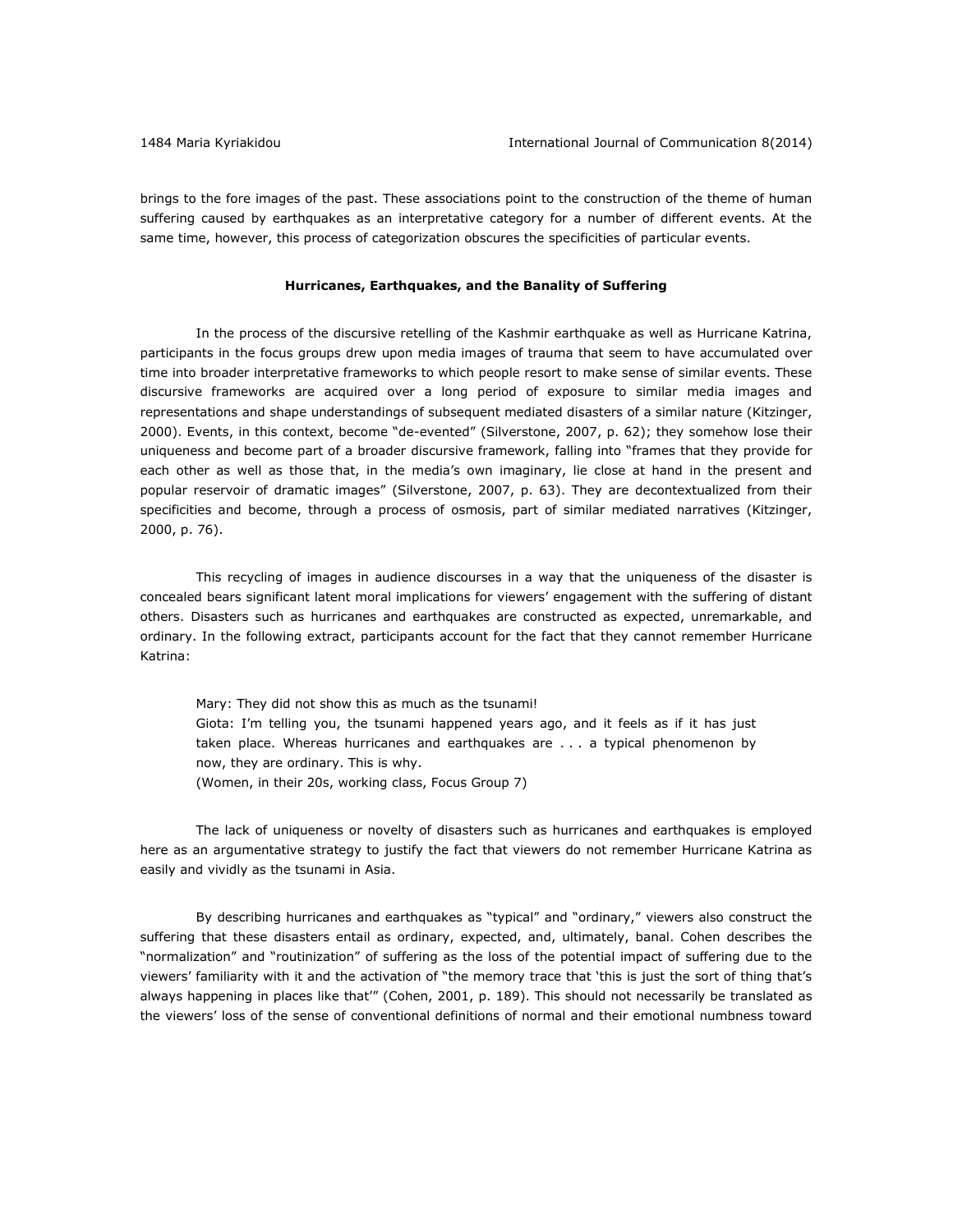brings to the fore images of the past. These associations point to the construction of the theme of human suffering caused by earthquakes as an interpretative category for a number of different events. At the same time, however, this process of categorization obscures the specificities of particular events.

### Hurricanes, Earthquakes, and the Banality of Suffering

In the process of the discursive retelling of the Kashmir earthquake as well as Hurricane Katrina, participants in the focus groups drew upon media images of trauma that seem to have accumulated over time into broader interpretative frameworks to which people resort to make sense of similar events. These discursive frameworks are acquired over a long period of exposure to similar media images and representations and shape understandings of subsequent mediated disasters of a similar nature (Kitzinger, 2000). Events, in this context, become "de-evented" (Silverstone, 2007, p. 62); they somehow lose their uniqueness and become part of a broader discursive framework, falling into "frames that they provide for each other as well as those that, in the media's own imaginary, lie close at hand in the present and popular reservoir of dramatic images" (Silverstone, 2007, p. 63). They are decontextualized from their specificities and become, through a process of osmosis, part of similar mediated narratives (Kitzinger, 2000, p. 76).

This recycling of images in audience discourses in a way that the uniqueness of the disaster is concealed bears significant latent moral implications for viewers' engagement with the suffering of distant others. Disasters such as hurricanes and earthquakes are constructed as expected, unremarkable, and ordinary. In the following extract, participants account for the fact that they cannot remember Hurricane Katrina:

> Mary: They did not show this as much as the tsunami!
> Giota: I'm telling you, the tsunami happened years ago, and it feels as if it has just taken place. Whereas hurricanes and earthquakes are . . . a typical phenomenon by now, they are ordinary. This is why.
> (Women, in their 20s, working class, Focus Group 7)

The lack of uniqueness or novelty of disasters such as hurricanes and earthquakes is employed here as an argumentative strategy to justify the fact that viewers do not remember Hurricane Katrina as easily and vividly as the tsunami in Asia.

By describing hurricanes and earthquakes as "typical" and "ordinary," viewers also construct the suffering that these disasters entail as ordinary, expected, and, ultimately, banal. Cohen describes the "normalization" and "routinization" of suffering as the loss of the potential impact of suffering due to the viewers' familiarity with it and the activation of "the memory trace that 'this is just the sort of thing that's always happening in places like that'" (Cohen, 2001, p. 189). This should not necessarily be translated as the viewers' loss of the sense of conventional definitions of normal and their emotional numbness toward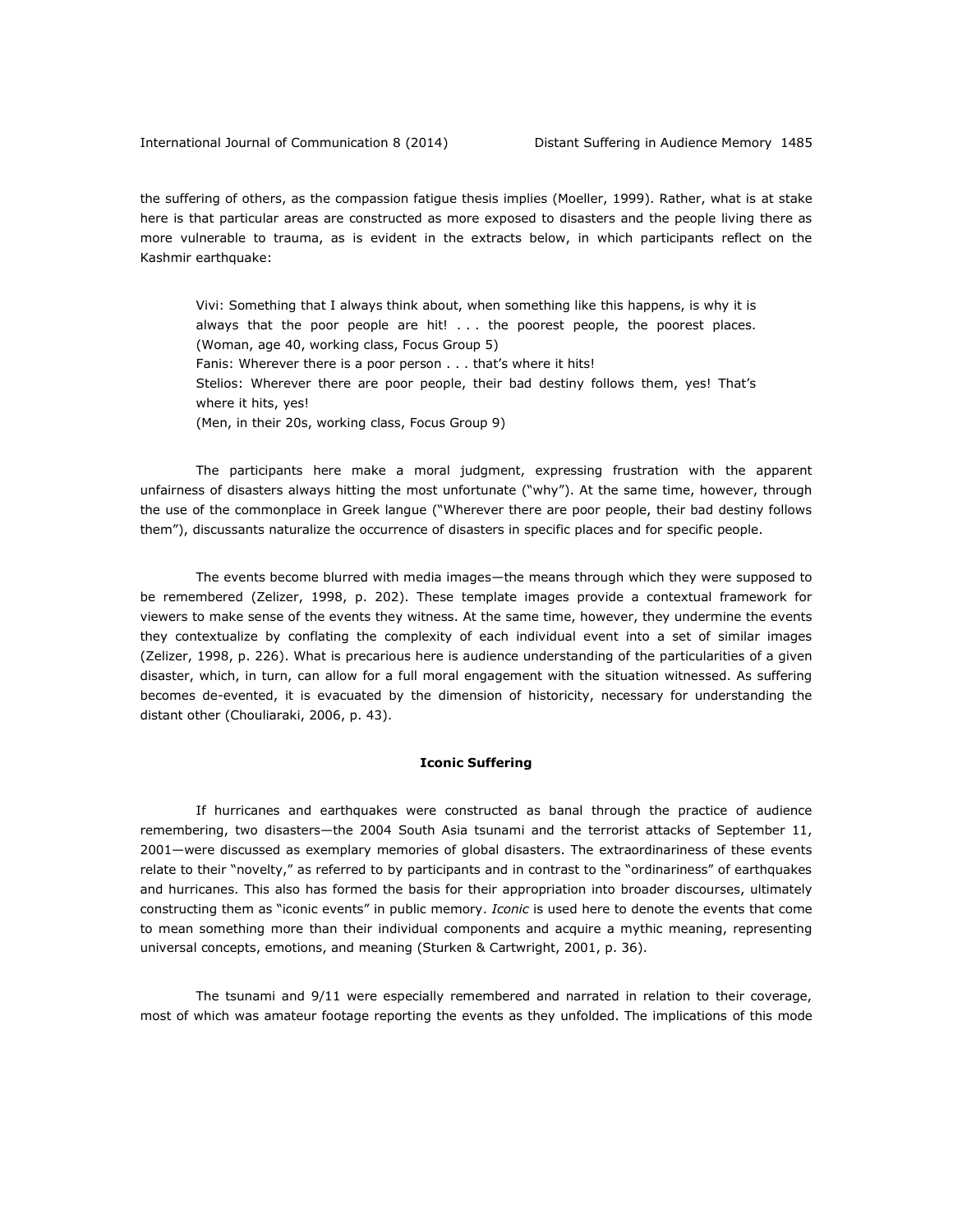the suffering of others, as the compassion fatigue thesis implies (Moeller, 1999). Rather, what is at stake here is that particular areas are constructed as more exposed to disasters and the people living there as more vulnerable to trauma, as is evident in the extracts below, in which participants reflect on the Kashmir earthquake:

> Vivi: Something that I always think about, when something like this happens, is why it is always that the poor people are hit! . . . the poorest people, the poorest places. (Woman, age 40, working class, Focus Group 5)
>
> Fanis: Wherever there is a poor person . . . that's where it hits!
>
> Stelios: Wherever there are poor people, their bad destiny follows them, yes! That's where it hits, yes!
>
> (Men, in their 20s, working class, Focus Group 9)

The participants here make a moral judgment, expressing frustration with the apparent unfairness of disasters always hitting the most unfortunate ("why"). At the same time, however, through the use of the commonplace in Greek langue ("Wherever there are poor people, their bad destiny follows them"), discussants naturalize the occurrence of disasters in specific places and for specific people.

The events become blurred with media images—the means through which they were supposed to be remembered (Zelizer, 1998, p. 202). These template images provide a contextual framework for viewers to make sense of the events they witness. At the same time, however, they undermine the events they contextualize by conflating the complexity of each individual event into a set of similar images (Zelizer, 1998, p. 226). What is precarious here is audience understanding of the particularities of a given disaster, which, in turn, can allow for a full moral engagement with the situation witnessed. As suffering becomes de-evented, it is evacuated by the dimension of historicity, necessary for understanding the distant other (Chouliaraki, 2006, p. 43).

## Iconic Suffering

If hurricanes and earthquakes were constructed as banal through the practice of audience remembering, two disasters—the 2004 South Asia tsunami and the terrorist attacks of September 11, 2001—were discussed as exemplary memories of global disasters. The extraordinariness of these events relate to their "novelty," as referred to by participants and in contrast to the "ordinariness" of earthquakes and hurricanes. This also has formed the basis for their appropriation into broader discourses, ultimately constructing them as "iconic events" in public memory. *Iconic* is used here to denote the events that come to mean something more than their individual components and acquire a mythic meaning, representing universal concepts, emotions, and meaning (Sturken & Cartwright, 2001, p. 36).

The tsunami and 9/11 were especially remembered and narrated in relation to their coverage, most of which was amateur footage reporting the events as they unfolded. The implications of this mode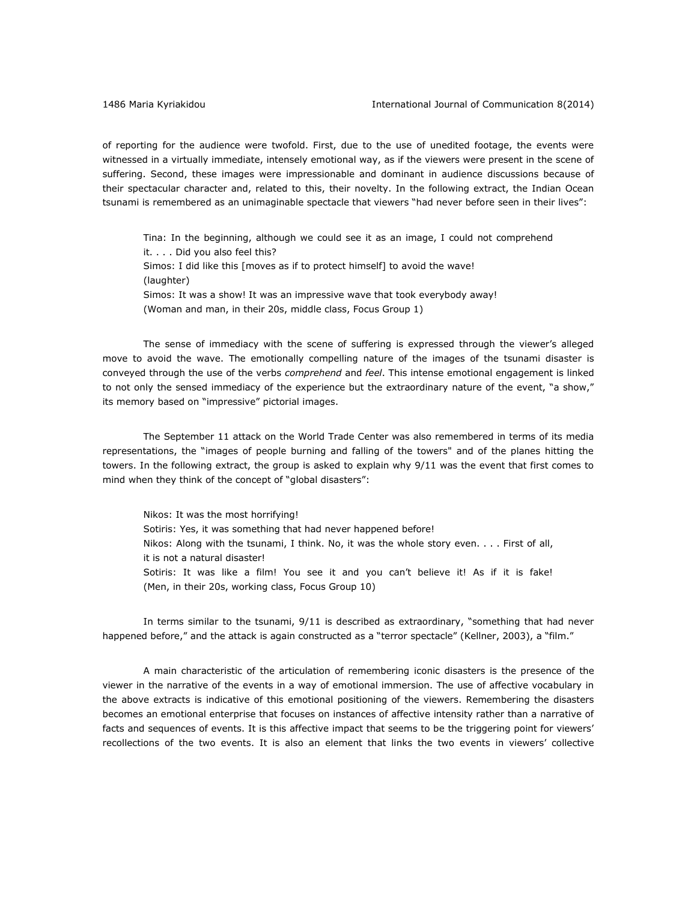of reporting for the audience were twofold. First, due to the use of unedited footage, the events were witnessed in a virtually immediate, intensely emotional way, as if the viewers were present in the scene of suffering. Second, these images were impressionable and dominant in audience discussions because of their spectacular character and, related to this, their novelty. In the following extract, the Indian Ocean tsunami is remembered as an unimaginable spectacle that viewers "had never before seen in their lives":

> Tina: In the beginning, although we could see it as an image, I could not comprehend it. . . . Did you also feel this?
> Simos: I did like this [moves as if to protect himself] to avoid the wave!
> (laughter)
> Simos: It was a show! It was an impressive wave that took everybody away!
> (Woman and man, in their 20s, middle class, Focus Group 1)

The sense of immediacy with the scene of suffering is expressed through the viewer's alleged move to avoid the wave. The emotionally compelling nature of the images of the tsunami disaster is conveyed through the use of the verbs *comprehend* and *feel*. This intense emotional engagement is linked to not only the sensed immediacy of the experience but the extraordinary nature of the event, "a show," its memory based on "impressive" pictorial images.

The September 11 attack on the World Trade Center was also remembered in terms of its media representations, the "images of people burning and falling of the towers" and of the planes hitting the towers. In the following extract, the group is asked to explain why 9/11 was the event that first comes to mind when they think of the concept of "global disasters":

> Nikos: It was the most horrifying!
> Sotiris: Yes, it was something that had never happened before!
> Nikos: Along with the tsunami, I think. No, it was the whole story even. . . . First of all, it is not a natural disaster!
> Sotiris: It was like a film! You see it and you can't believe it! As if it is fake!
> (Men, in their 20s, working class, Focus Group 10)

In terms similar to the tsunami, 9/11 is described as extraordinary, "something that had never happened before," and the attack is again constructed as a "terror spectacle" (Kellner, 2003), a "film."

A main characteristic of the articulation of remembering iconic disasters is the presence of the viewer in the narrative of the events in a way of emotional immersion. The use of affective vocabulary in the above extracts is indicative of this emotional positioning of the viewers. Remembering the disasters becomes an emotional enterprise that focuses on instances of affective intensity rather than a narrative of facts and sequences of events. It is this affective impact that seems to be the triggering point for viewers' recollections of the two events. It is also an element that links the two events in viewers' collective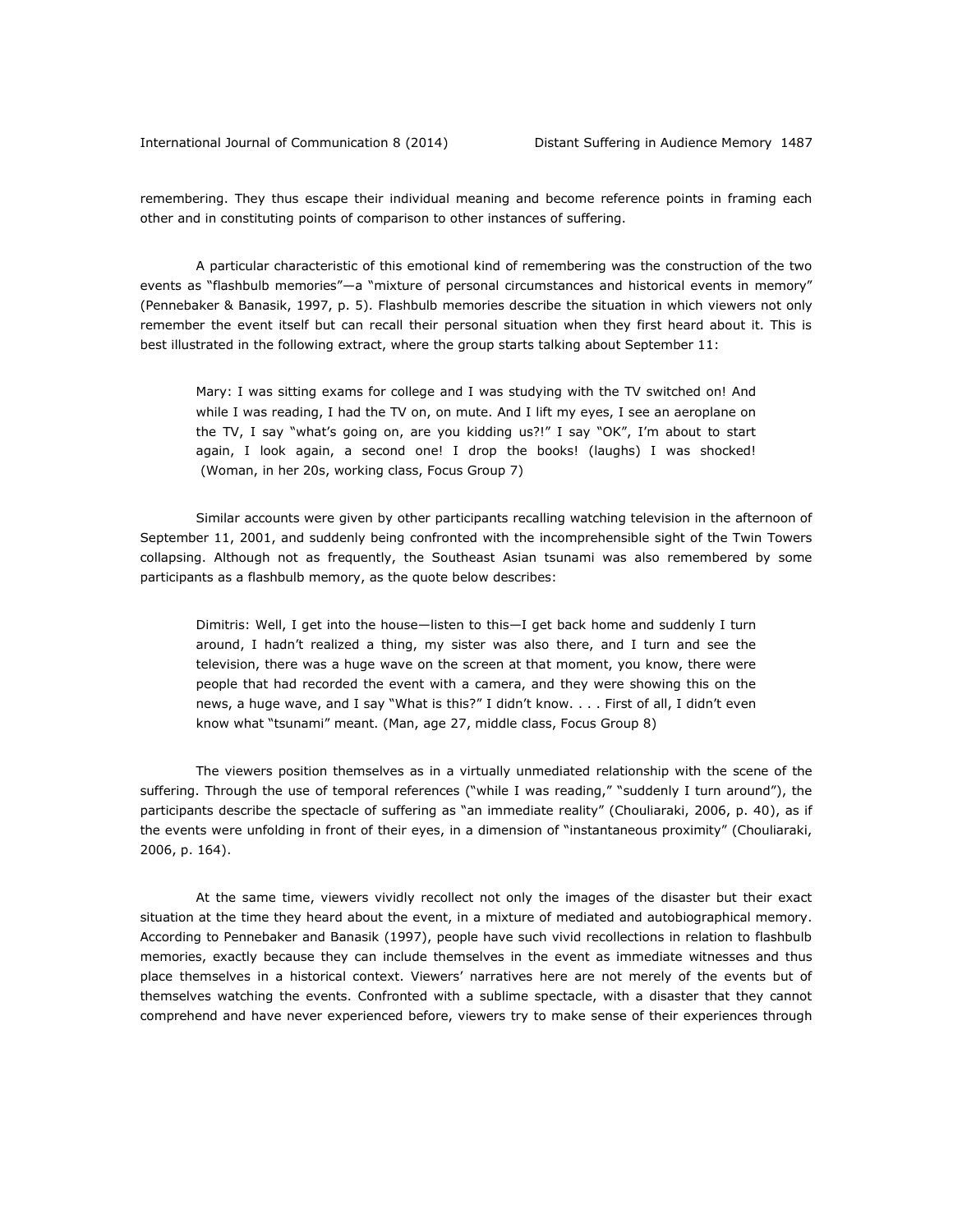remembering. They thus escape their individual meaning and become reference points in framing each other and in constituting points of comparison to other instances of suffering.

A particular characteristic of this emotional kind of remembering was the construction of the two events as "flashbulb memories"—a "mixture of personal circumstances and historical events in memory" (Pennebaker & Banasik, 1997, p. 5). Flashbulb memories describe the situation in which viewers not only remember the event itself but can recall their personal situation when they first heard about it. This is best illustrated in the following extract, where the group starts talking about September 11:

> Mary: I was sitting exams for college and I was studying with the TV switched on! And while I was reading, I had the TV on, on mute. And I lift my eyes, I see an aeroplane on the TV, I say "what's going on, are you kidding us?!" I say "OK", I'm about to start again, I look again, a second one! I drop the books! (laughs) I was shocked! (Woman, in her 20s, working class, Focus Group 7)

Similar accounts were given by other participants recalling watching television in the afternoon of September 11, 2001, and suddenly being confronted with the incomprehensible sight of the Twin Towers collapsing. Although not as frequently, the Southeast Asian tsunami was also remembered by some participants as a flashbulb memory, as the quote below describes:

> Dimitris: Well, I get into the house—listen to this—I get back home and suddenly I turn around, I hadn't realized a thing, my sister was also there, and I turn and see the television, there was a huge wave on the screen at that moment, you know, there were people that had recorded the event with a camera, and they were showing this on the news, a huge wave, and I say "What is this?" I didn't know. . . . First of all, I didn't even know what "tsunami" meant. (Man, age 27, middle class, Focus Group 8)

The viewers position themselves as in a virtually unmediated relationship with the scene of the suffering. Through the use of temporal references ("while I was reading," "suddenly I turn around"), the participants describe the spectacle of suffering as "an immediate reality" (Chouliaraki, 2006, p. 40), as if the events were unfolding in front of their eyes, in a dimension of "instantaneous proximity" (Chouliaraki, 2006, p. 164).

At the same time, viewers vividly recollect not only the images of the disaster but their exact situation at the time they heard about the event, in a mixture of mediated and autobiographical memory. According to Pennebaker and Banasik (1997), people have such vivid recollections in relation to flashbulb memories, exactly because they can include themselves in the event as immediate witnesses and thus place themselves in a historical context. Viewers' narratives here are not merely of the events but of themselves watching the events. Confronted with a sublime spectacle, with a disaster that they cannot comprehend and have never experienced before, viewers try to make sense of their experiences through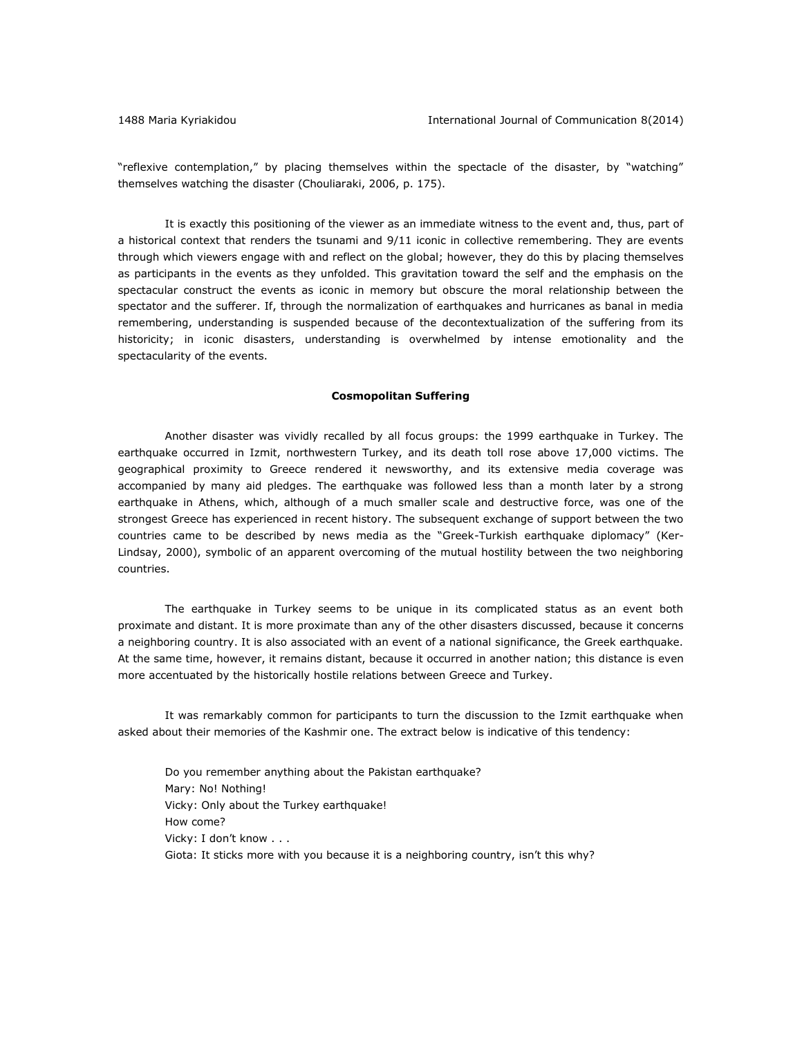"reflexive contemplation," by placing themselves within the spectacle of the disaster, by "watching" themselves watching the disaster (Chouliaraki, 2006, p. 175).

It is exactly this positioning of the viewer as an immediate witness to the event and, thus, part of a historical context that renders the tsunami and 9/11 iconic in collective remembering. They are events through which viewers engage with and reflect on the global; however, they do this by placing themselves as participants in the events as they unfolded. This gravitation toward the self and the emphasis on the spectacular construct the events as iconic in memory but obscure the moral relationship between the spectator and the sufferer. If, through the normalization of earthquakes and hurricanes as banal in media remembering, understanding is suspended because of the decontextualization of the suffering from its historicity; in iconic disasters, understanding is overwhelmed by intense emotionality and the spectacularity of the events.

### Cosmopolitan Suffering

Another disaster was vividly recalled by all focus groups: the 1999 earthquake in Turkey. The earthquake occurred in Izmit, northwestern Turkey, and its death toll rose above 17,000 victims. The geographical proximity to Greece rendered it newsworthy, and its extensive media coverage was accompanied by many aid pledges. The earthquake was followed less than a month later by a strong earthquake in Athens, which, although of a much smaller scale and destructive force, was one of the strongest Greece has experienced in recent history. The subsequent exchange of support between the two countries came to be described by news media as the "Greek-Turkish earthquake diplomacy" (Ker-Lindsay, 2000), symbolic of an apparent overcoming of the mutual hostility between the two neighboring countries.

The earthquake in Turkey seems to be unique in its complicated status as an event both proximate and distant. It is more proximate than any of the other disasters discussed, because it concerns a neighboring country. It is also associated with an event of a national significance, the Greek earthquake. At the same time, however, it remains distant, because it occurred in another nation; this distance is even more accentuated by the historically hostile relations between Greece and Turkey.

It was remarkably common for participants to turn the discussion to the Izmit earthquake when asked about their memories of the Kashmir one. The extract below is indicative of this tendency:

> Do you remember anything about the Pakistan earthquake?
> Mary: No! Nothing!
> Vicky: Only about the Turkey earthquake!
> How come?
> Vicky: I don't know . . .
> Giota: It sticks more with you because it is a neighboring country, isn't this why?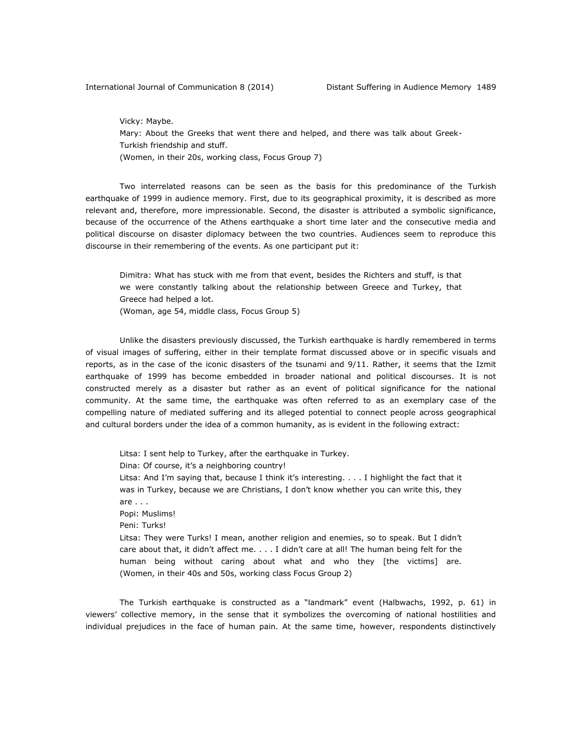> Vicky: Maybe.
> Mary: About the Greeks that went there and helped, and there was talk about Greek-Turkish friendship and stuff.
> (Women, in their 20s, working class, Focus Group 7)

Two interrelated reasons can be seen as the basis for this predominance of the Turkish earthquake of 1999 in audience memory. First, due to its geographical proximity, it is described as more relevant and, therefore, more impressionable. Second, the disaster is attributed a symbolic significance, because of the occurrence of the Athens earthquake a short time later and the consecutive media and political discourse on disaster diplomacy between the two countries. Audiences seem to reproduce this discourse in their remembering of the events. As one participant put it:

> Dimitra: What has stuck with me from that event, besides the Richters and stuff, is that we were constantly talking about the relationship between Greece and Turkey, that Greece had helped a lot.
> (Woman, age 54, middle class, Focus Group 5)

Unlike the disasters previously discussed, the Turkish earthquake is hardly remembered in terms of visual images of suffering, either in their template format discussed above or in specific visuals and reports, as in the case of the iconic disasters of the tsunami and 9/11. Rather, it seems that the Izmit earthquake of 1999 has become embedded in broader national and political discourses. It is not constructed merely as a disaster but rather as an event of political significance for the national community. At the same time, the earthquake was often referred to as an exemplary case of the compelling nature of mediated suffering and its alleged potential to connect people across geographical and cultural borders under the idea of a common humanity, as is evident in the following extract:

> Litsa: I sent help to Turkey, after the earthquake in Turkey.
> Dina: Of course, it's a neighboring country!
> Litsa: And I'm saying that, because I think it's interesting. . . . I highlight the fact that it was in Turkey, because we are Christians, I don't know whether you can write this, they are . . .
> Popi: Muslims!
> Peni: Turks!
> Litsa: They were Turks! I mean, another religion and enemies, so to speak. But I didn't care about that, it didn't affect me. . . . I didn't care at all! The human being felt for the human being without caring about what and who they [the victims] are.
> (Women, in their 40s and 50s, working class Focus Group 2)

The Turkish earthquake is constructed as a "landmark" event (Halbwachs, 1992, p. 61) in viewers' collective memory, in the sense that it symbolizes the overcoming of national hostilities and individual prejudices in the face of human pain. At the same time, however, respondents distinctively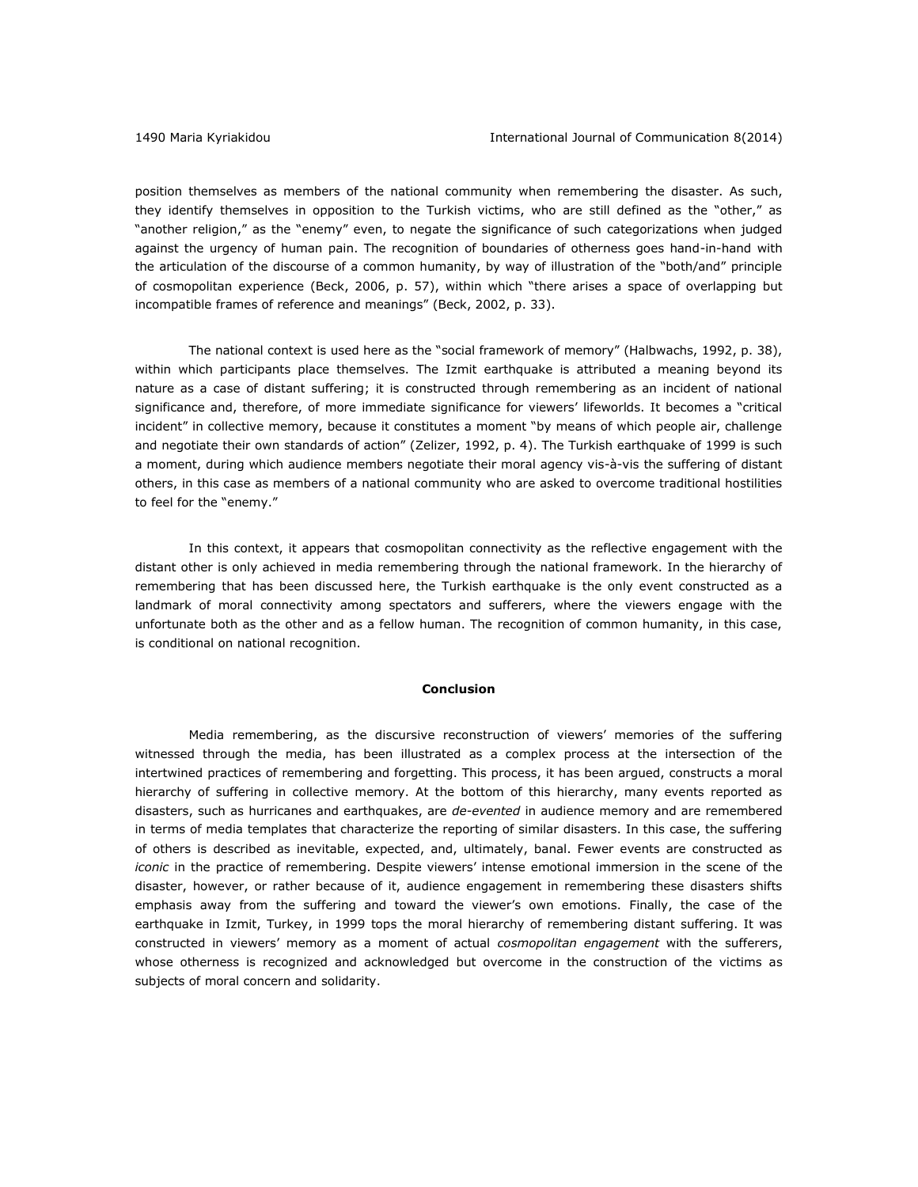position themselves as members of the national community when remembering the disaster. As such, they identify themselves in opposition to the Turkish victims, who are still defined as the "other," as "another religion," as the "enemy" even, to negate the significance of such categorizations when judged against the urgency of human pain. The recognition of boundaries of otherness goes hand-in-hand with the articulation of the discourse of a common humanity, by way of illustration of the "both/and" principle of cosmopolitan experience (Beck, 2006, p. 57), within which "there arises a space of overlapping but incompatible frames of reference and meanings" (Beck, 2002, p. 33).

The national context is used here as the "social framework of memory" (Halbwachs, 1992, p. 38), within which participants place themselves. The Izmit earthquake is attributed a meaning beyond its nature as a case of distant suffering; it is constructed through remembering as an incident of national significance and, therefore, of more immediate significance for viewers' lifeworlds. It becomes a "critical incident" in collective memory, because it constitutes a moment "by means of which people air, challenge and negotiate their own standards of action" (Zelizer, 1992, p. 4). The Turkish earthquake of 1999 is such a moment, during which audience members negotiate their moral agency vis-à-vis the suffering of distant others, in this case as members of a national community who are asked to overcome traditional hostilities to feel for the "enemy."

In this context, it appears that cosmopolitan connectivity as the reflective engagement with the distant other is only achieved in media remembering through the national framework. In the hierarchy of remembering that has been discussed here, the Turkish earthquake is the only event constructed as a landmark of moral connectivity among spectators and sufferers, where the viewers engage with the unfortunate both as the other and as a fellow human. The recognition of common humanity, in this case, is conditional on national recognition.

## Conclusion

Media remembering, as the discursive reconstruction of viewers' memories of the suffering witnessed through the media, has been illustrated as a complex process at the intersection of the intertwined practices of remembering and forgetting. This process, it has been argued, constructs a moral hierarchy of suffering in collective memory. At the bottom of this hierarchy, many events reported as disasters, such as hurricanes and earthquakes, are *de-evented* in audience memory and are remembered in terms of media templates that characterize the reporting of similar disasters. In this case, the suffering of others is described as inevitable, expected, and, ultimately, banal. Fewer events are constructed as *iconic* in the practice of remembering. Despite viewers' intense emotional immersion in the scene of the disaster, however, or rather because of it, audience engagement in remembering these disasters shifts emphasis away from the suffering and toward the viewer's own emotions. Finally, the case of the earthquake in Izmit, Turkey, in 1999 tops the moral hierarchy of remembering distant suffering. It was constructed in viewers' memory as a moment of actual *cosmopolitan engagement* with the sufferers, whose otherness is recognized and acknowledged but overcome in the construction of the victims as subjects of moral concern and solidarity.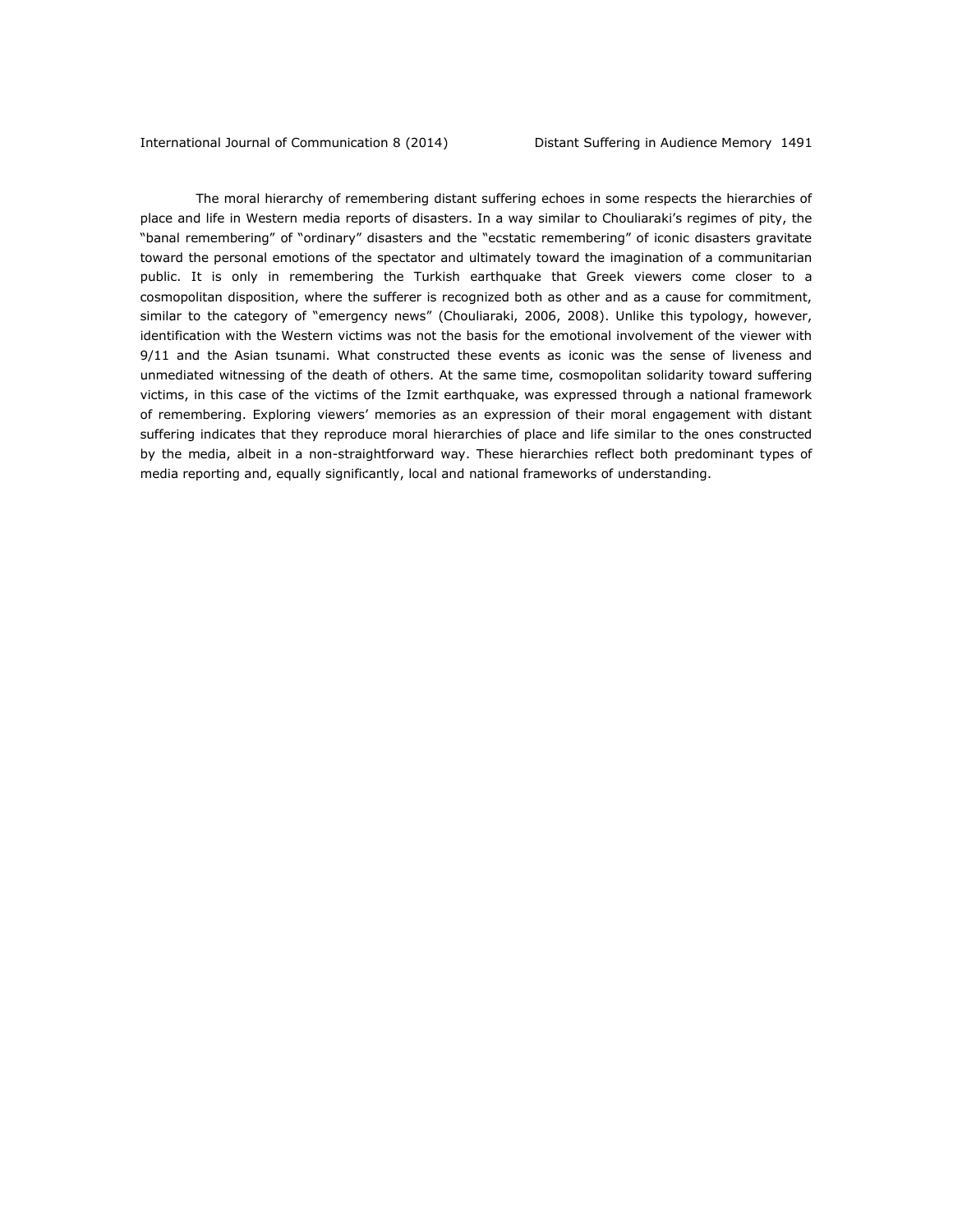The moral hierarchy of remembering distant suffering echoes in some respects the hierarchies of place and life in Western media reports of disasters. In a way similar to Chouliaraki's regimes of pity, the "banal remembering" of "ordinary" disasters and the "ecstatic remembering" of iconic disasters gravitate toward the personal emotions of the spectator and ultimately toward the imagination of a communitarian public. It is only in remembering the Turkish earthquake that Greek viewers come closer to a cosmopolitan disposition, where the sufferer is recognized both as other and as a cause for commitment, similar to the category of "emergency news" (Chouliaraki, 2006, 2008). Unlike this typology, however, identification with the Western victims was not the basis for the emotional involvement of the viewer with 9/11 and the Asian tsunami. What constructed these events as iconic was the sense of liveness and unmediated witnessing of the death of others. At the same time, cosmopolitan solidarity toward suffering victims, in this case of the victims of the Izmit earthquake, was expressed through a national framework of remembering. Exploring viewers' memories as an expression of their moral engagement with distant suffering indicates that they reproduce moral hierarchies of place and life similar to the ones constructed by the media, albeit in a non-straightforward way. These hierarchies reflect both predominant types of media reporting and, equally significantly, local and national frameworks of understanding.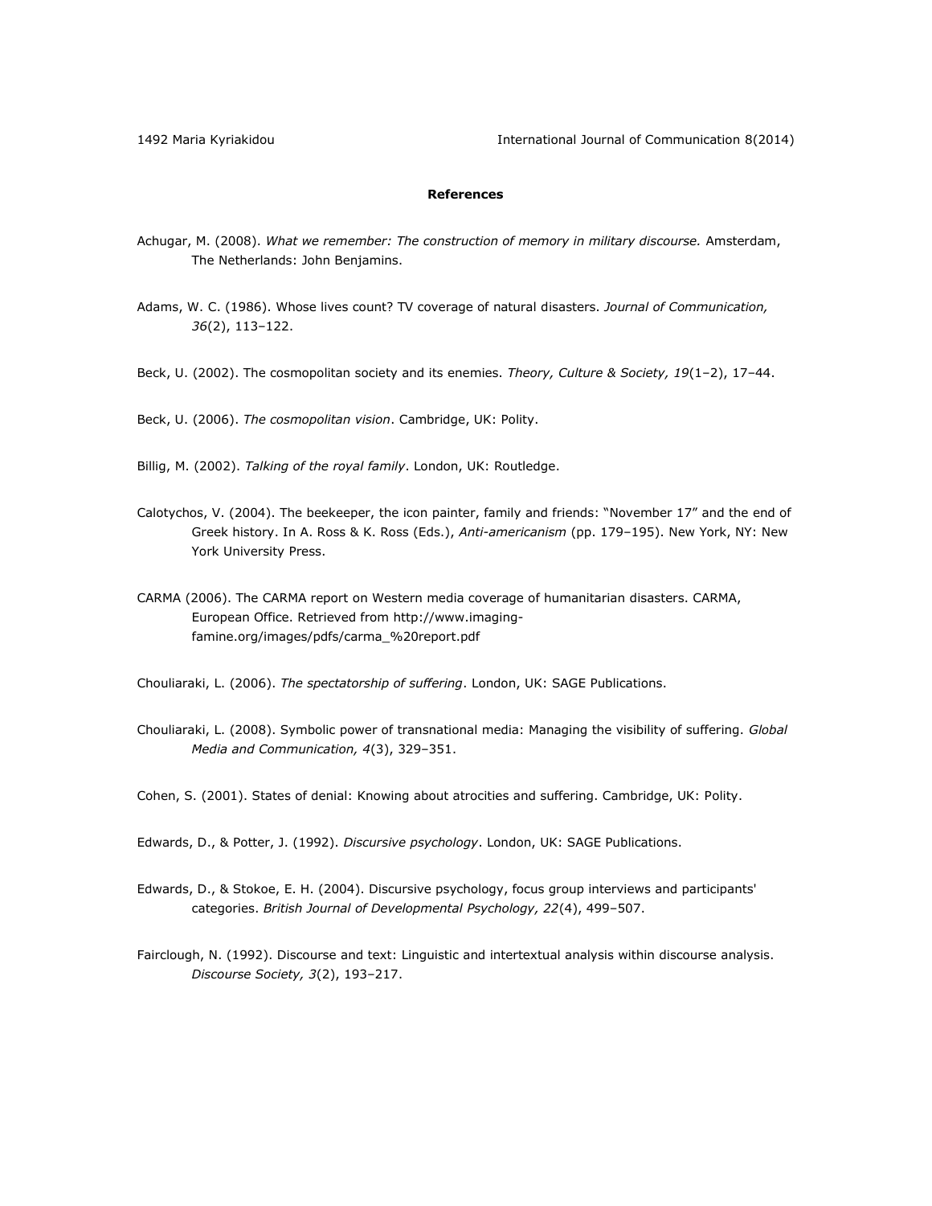**References**

Achugar, M. (2008). *What we remember: The construction of memory in military discourse.* Amsterdam, The Netherlands: John Benjamins.

Adams, W. C. (1986). Whose lives count? TV coverage of natural disasters. *Journal of Communication, 36*(2), 113–122.

Beck, U. (2002). The cosmopolitan society and its enemies. *Theory, Culture & Society, 19*(1–2), 17–44.

Beck, U. (2006). *The cosmopolitan vision*. Cambridge, UK: Polity.

Billig, M. (2002). *Talking of the royal family*. London, UK: Routledge.

Calotychos, V. (2004). The beekeeper, the icon painter, family and friends: "November 17" and the end of Greek history. In A. Ross & K. Ross (Eds.), *Anti-americanism* (pp. 179–195). New York, NY: New York University Press.

CARMA (2006). The CARMA report on Western media coverage of humanitarian disasters. CARMA, European Office. Retrieved from http://www.imaging-famine.org/images/pdfs/carma_%20report.pdf

Chouliaraki, L. (2006). *The spectatorship of suffering*. London, UK: SAGE Publications.

Chouliaraki, L. (2008). Symbolic power of transnational media: Managing the visibility of suffering. *Global Media and Communication, 4*(3), 329–351.

Cohen, S. (2001). States of denial: Knowing about atrocities and suffering. Cambridge, UK: Polity.

Edwards, D., & Potter, J. (1992). *Discursive psychology*. London, UK: SAGE Publications.

Edwards, D., & Stokoe, E. H. (2004). Discursive psychology, focus group interviews and participants' categories. *British Journal of Developmental Psychology, 22*(4), 499–507.

Fairclough, N. (1992). Discourse and text: Linguistic and intertextual analysis within discourse analysis. *Discourse Society, 3*(2), 193–217.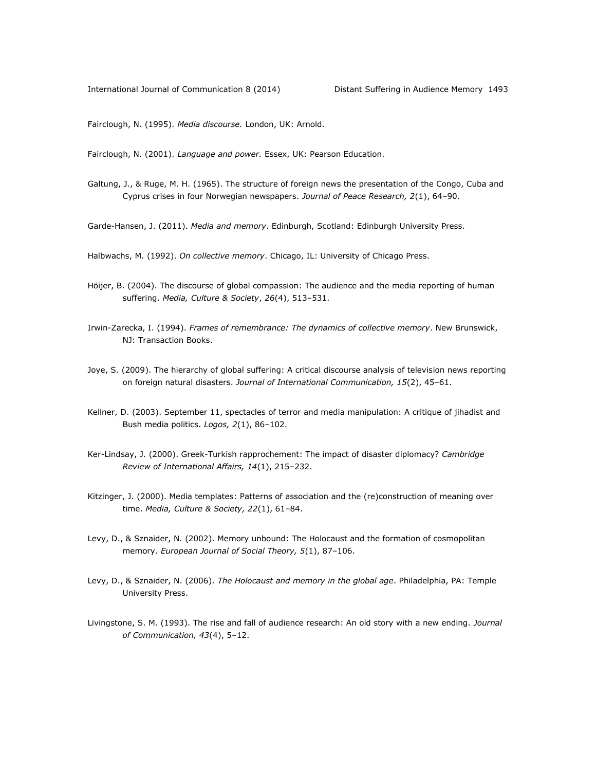Fairclough, N. (1995). *Media discourse.* London, UK: Arnold.

Fairclough, N. (2001). *Language and power.* Essex, UK: Pearson Education.

Galtung, J., & Ruge, M. H. (1965). The structure of foreign news the presentation of the Congo, Cuba and Cyprus crises in four Norwegian newspapers. *Journal of Peace Research, 2*(1), 64–90.

Garde-Hansen, J. (2011). *Media and memory*. Edinburgh, Scotland: Edinburgh University Press.

Halbwachs, M. (1992). *On collective memory*. Chicago, IL: University of Chicago Press.

Höijer, B. (2004). The discourse of global compassion: The audience and the media reporting of human suffering. *Media, Culture & Society*, *26*(4), 513–531.

Irwin-Zarecka, I. (1994). *Frames of remembrance: The dynamics of collective memory*. New Brunswick, NJ: Transaction Books.

Joye, S. (2009). The hierarchy of global suffering: A critical discourse analysis of television news reporting on foreign natural disasters. *Journal of International Communication, 15*(2), 45–61.

Kellner, D. (2003). September 11, spectacles of terror and media manipulation: A critique of jihadist and Bush media politics. *Logos, 2*(1), 86–102.

Ker-Lindsay, J. (2000). Greek-Turkish rapprochement: The impact of disaster diplomacy? *Cambridge Review of International Affairs, 14*(1), 215–232.

Kitzinger, J. (2000). Media templates: Patterns of association and the (re)construction of meaning over time. *Media, Culture & Society, 22*(1), 61–84.

Levy, D., & Sznaider, N. (2002). Memory unbound: The Holocaust and the formation of cosmopolitan memory. *European Journal of Social Theory, 5*(1), 87–106.

Levy, D., & Sznaider, N. (2006). *The Holocaust and memory in the global age*. Philadelphia, PA: Temple University Press.

Livingstone, S. M. (1993). The rise and fall of audience research: An old story with a new ending. *Journal of Communication, 43*(4), 5–12.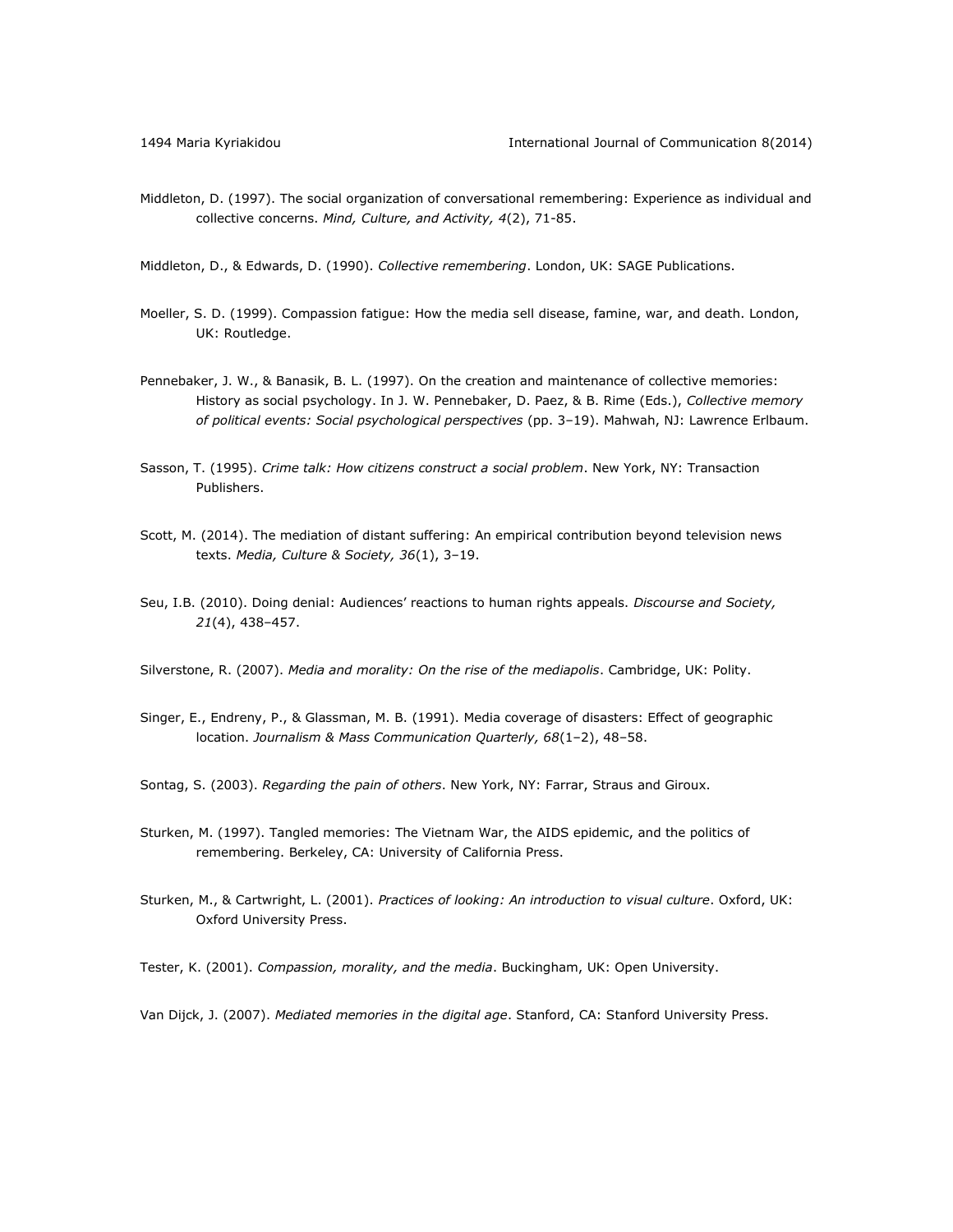Middleton, D. (1997). The social organization of conversational remembering: Experience as individual and collective concerns. *Mind, Culture, and Activity, 4*(2), 71-85.

Middleton, D., & Edwards, D. (1990). *Collective remembering*. London, UK: SAGE Publications.

Moeller, S. D. (1999). Compassion fatigue: How the media sell disease, famine, war, and death. London, UK: Routledge.

Pennebaker, J. W., & Banasik, B. L. (1997). On the creation and maintenance of collective memories: History as social psychology. In J. W. Pennebaker, D. Paez, & B. Rime (Eds.), *Collective memory of political events: Social psychological perspectives* (pp. 3–19). Mahwah, NJ: Lawrence Erlbaum.

Sasson, T. (1995). *Crime talk: How citizens construct a social problem*. New York, NY: Transaction Publishers.

Scott, M. (2014). The mediation of distant suffering: An empirical contribution beyond television news texts. *Media, Culture & Society, 36*(1), 3–19.

Seu, I.B. (2010). Doing denial: Audiences' reactions to human rights appeals. *Discourse and Society, 21*(4), 438–457.

Silverstone, R. (2007). *Media and morality: On the rise of the mediapolis*. Cambridge, UK: Polity.

Singer, E., Endreny, P., & Glassman, M. B. (1991). Media coverage of disasters: Effect of geographic location. *Journalism & Mass Communication Quarterly, 68*(1–2), 48–58.

Sontag, S. (2003). *Regarding the pain of others*. New York, NY: Farrar, Straus and Giroux.

Sturken, M. (1997). Tangled memories: The Vietnam War, the AIDS epidemic, and the politics of remembering. Berkeley, CA: University of California Press.

Sturken, M., & Cartwright, L. (2001). *Practices of looking: An introduction to visual culture*. Oxford, UK: Oxford University Press.

Tester, K. (2001). *Compassion, morality, and the media*. Buckingham, UK: Open University.

Van Dijck, J. (2007). *Mediated memories in the digital age*. Stanford, CA: Stanford University Press.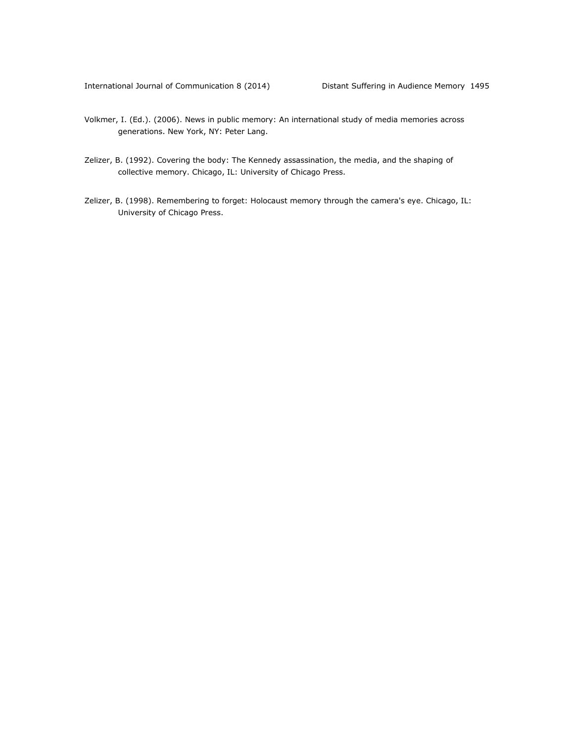Volkmer, I. (Ed.). (2006). News in public memory: An international study of media memories across generations. New York, NY: Peter Lang.

Zelizer, B. (1992). Covering the body: The Kennedy assassination, the media, and the shaping of collective memory. Chicago, IL: University of Chicago Press.

Zelizer, B. (1998). Remembering to forget: Holocaust memory through the camera's eye. Chicago, IL: University of Chicago Press.